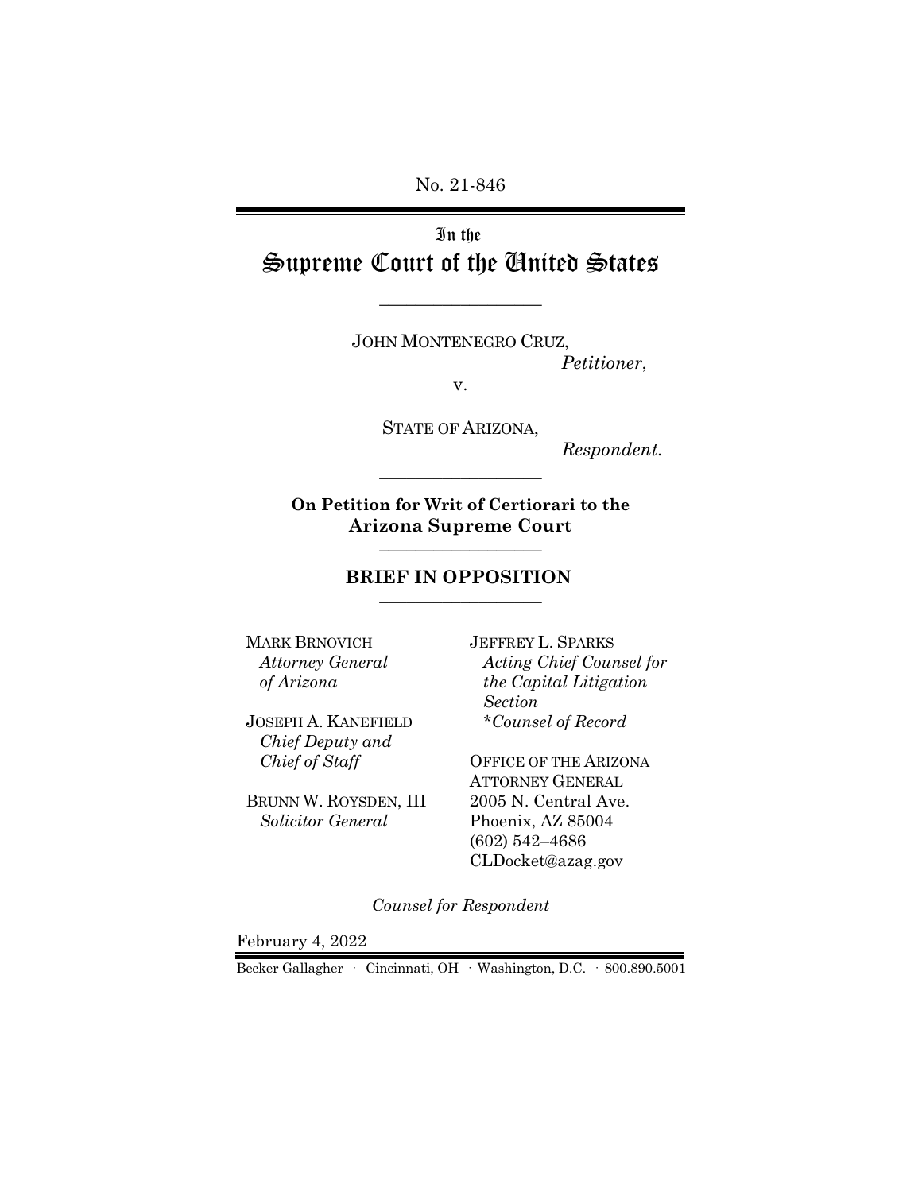No. 21-846

In the

# Supreme Court of the United States

---

JOHN MONTENEGRO CRUZ,

*Petitioner*,

v.

STATE OF ARIZONA,

*Respondent*.

---

**On Petition for Writ of Certiorari to the Arizona Supreme Court**

---

## BRIEF IN OPPOSITION

---

MARK BRNOVICH
*Attorney General of Arizona*

JOSEPH A. KANEFIELD
*Chief Deputy and Chief of Staff*

BRUNN W. ROYSDEN, III
*Solicitor General*

JEFFREY L. SPARKS
*Acting Chief Counsel for the Capital Litigation Section*
*\*Counsel of Record*

OFFICE OF THE ARIZONA ATTORNEY GENERAL
2005 N. Central Ave.
Phoenix, AZ 85004
(602) 542–4686
CLDocket@azag.gov

*Counsel for Respondent*

February 4, 2022

Becker Gallagher · Cincinnati, OH · Washington, D.C. · 800.890.5001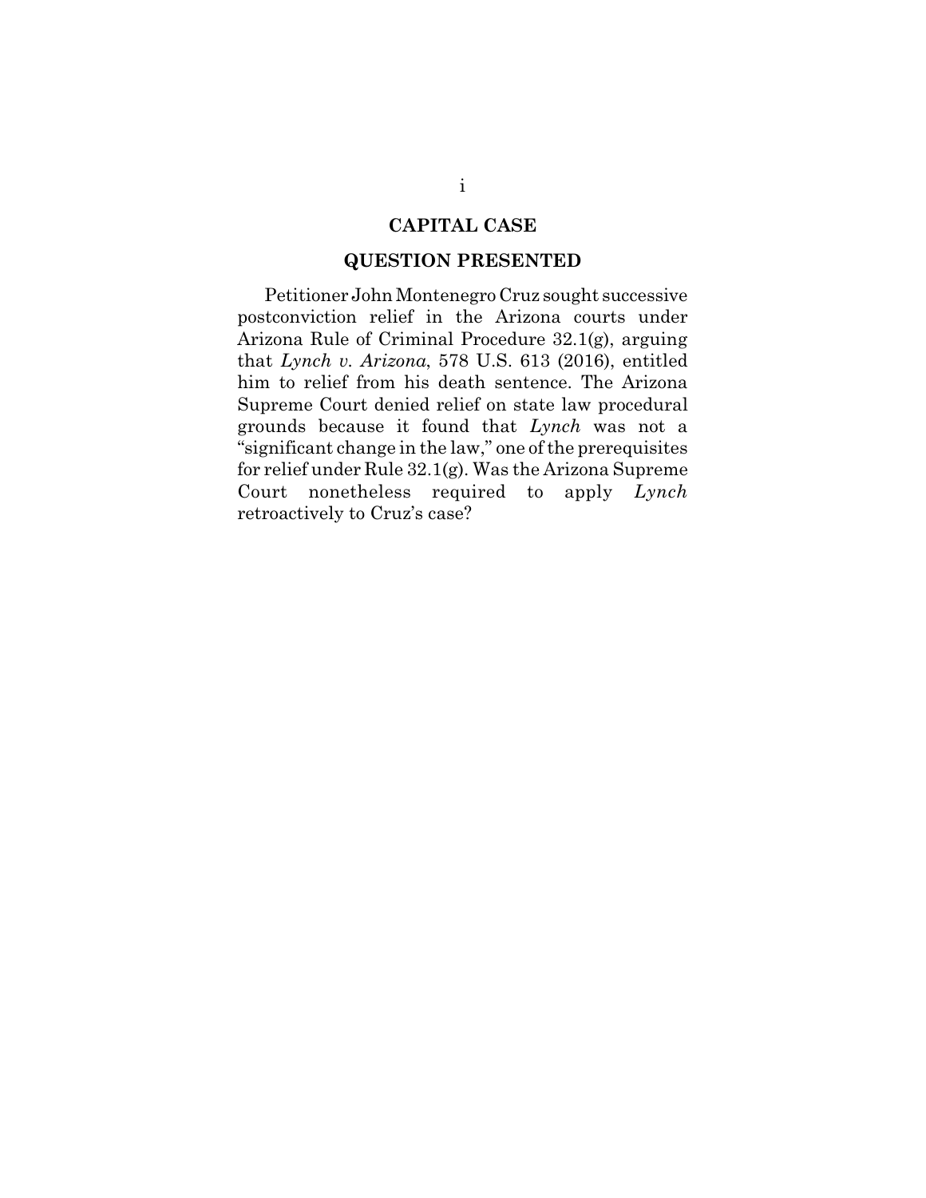## CAPITAL CASE

## QUESTION PRESENTED

Petitioner John Montenegro Cruz sought successive postconviction relief in the Arizona courts under Arizona Rule of Criminal Procedure 32.1(g), arguing that *Lynch v. Arizona*, 578 U.S. 613 (2016), entitled him to relief from his death sentence. The Arizona Supreme Court denied relief on state law procedural grounds because it found that *Lynch* was not a "significant change in the law," one of the prerequisites for relief under Rule 32.1(g). Was the Arizona Supreme Court nonetheless required to apply *Lynch* retroactively to Cruz's case?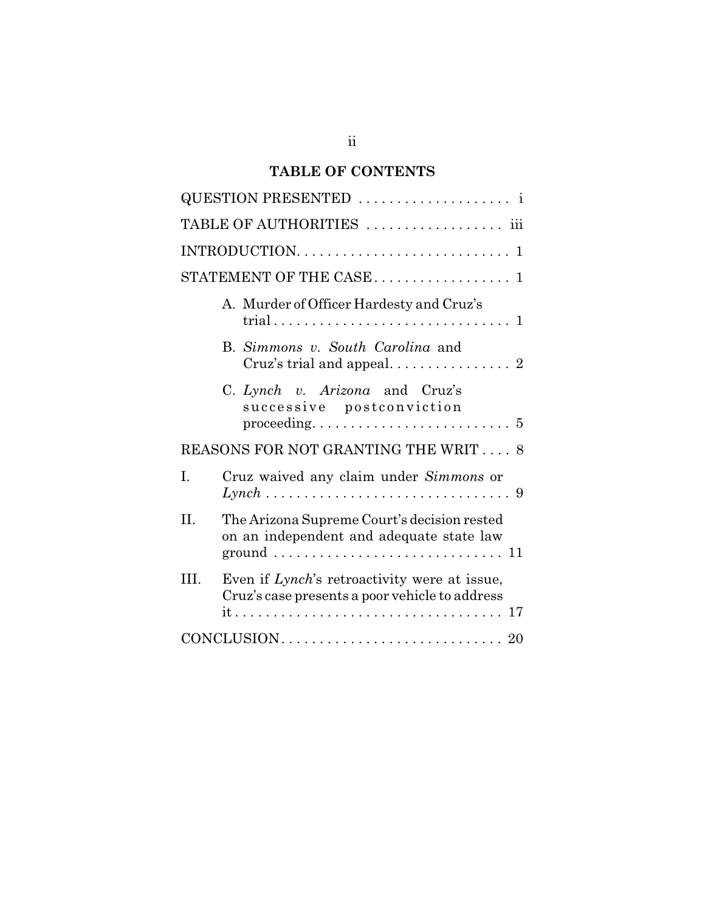## TABLE OF CONTENTS

QUESTION PRESENTED . . . . . . . . . . . . . . . . . . . . i

TABLE OF AUTHORITIES . . . . . . . . . . . . . . . . . . iii

INTRODUCTION. . . . . . . . . . . . . . . . . . . . . . . . . . . . 1

STATEMENT OF THE CASE. . . . . . . . . . . . . . . . . . 1

- A. Murder of Officer Hardesty and Cruz's trial . . . . . . . . . . . . . . . . . . . . . . . . . . . . . . 1
- B. *Simmons v. South Carolina* and Cruz's trial and appeal. . . . . . . . . . . . . . . . 2
- C. *Lynch v. Arizona* and Cruz's successive postconviction proceeding. . . . . . . . . . . . . . . . . . . . . . . . . 5

REASONS FOR NOT GRANTING THE WRIT . . . . 8

I. Cruz waived any claim under *Simmons* or *Lynch* . . . . . . . . . . . . . . . . . . . . . . . . . . . . . . . 9

II. The Arizona Supreme Court's decision rested on an independent and adequate state law ground . . . . . . . . . . . . . . . . . . . . . . . . . . . . . 11

III. Even if *Lynch*'s retroactivity were at issue, Cruz's case presents a poor vehicle to address it . . . . . . . . . . . . . . . . . . . . . . . . . . . . . . . . . . 17

CONCLUSION. . . . . . . . . . . . . . . . . . . . . . . . . . . . . 20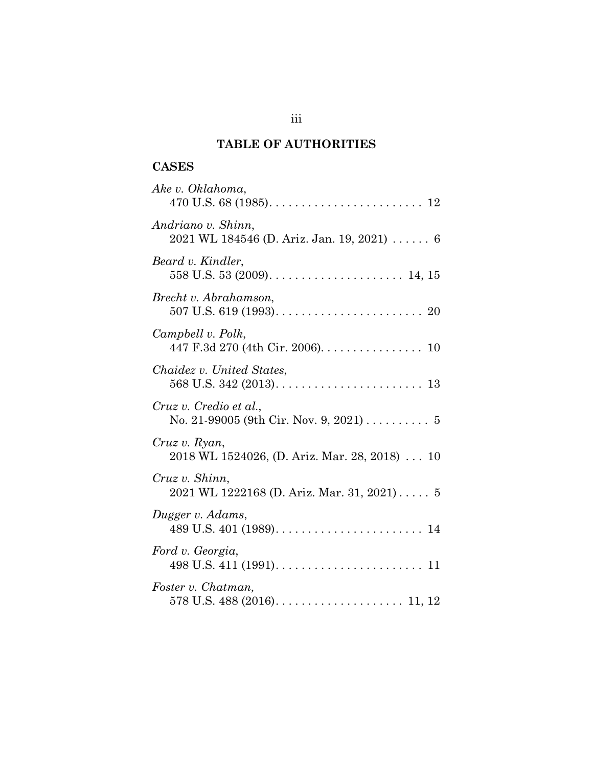# TABLE OF AUTHORITIES

## CASES

*Ake v. Oklahoma*,
470 U.S. 68 (1985). . . . . . . . . . . . . . . . . . . . . . . . 12

*Andriano v. Shinn*,
2021 WL 184546 (D. Ariz. Jan. 19, 2021) . . . . . . 6

*Beard v. Kindler*,
558 U.S. 53 (2009). . . . . . . . . . . . . . . . . . . . . 14, 15

*Brecht v. Abrahamson*,
507 U.S. 619 (1993). . . . . . . . . . . . . . . . . . . . . . . 20

*Campbell v. Polk*,
447 F.3d 270 (4th Cir. 2006). . . . . . . . . . . . . . . . 10

*Chaidez v. United States*,
568 U.S. 342 (2013). . . . . . . . . . . . . . . . . . . . . . . 13

*Cruz v. Credio et al.*,
No. 21-99005 (9th Cir. Nov. 9, 2021) . . . . . . . . . . 5

*Cruz v. Ryan*,
2018 WL 1524026, (D. Ariz. Mar. 28, 2018) . . . 10

*Cruz v. Shinn*,
2021 WL 1222168 (D. Ariz. Mar. 31, 2021) . . . . . 5

*Dugger v. Adams*,
489 U.S. 401 (1989). . . . . . . . . . . . . . . . . . . . . . . 14

*Ford v. Georgia*,
498 U.S. 411 (1991). . . . . . . . . . . . . . . . . . . . . . . 11

*Foster v. Chatman,*
578 U.S. 488 (2016). . . . . . . . . . . . . . . . . . . . 11, 12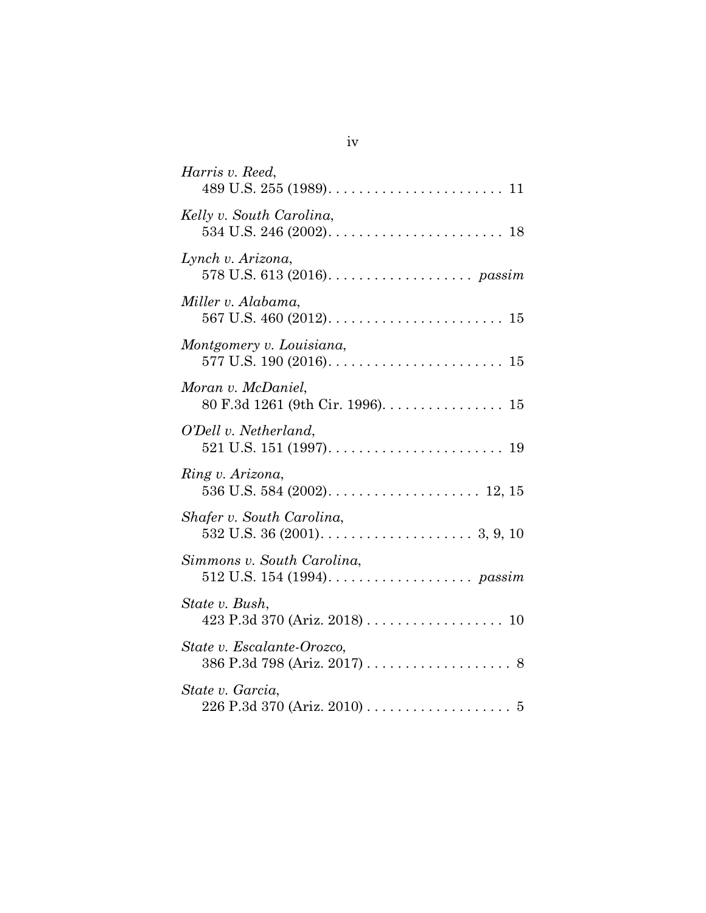*Harris v. Reed*,
489 U.S. 255 (1989). . . . . . . . . . . . . . . . . . . . . . . 11

*Kelly v. South Carolina*,
534 U.S. 246 (2002). . . . . . . . . . . . . . . . . . . . . . . 18

*Lynch v. Arizona*,
578 U.S. 613 (2016). . . . . . . . . . . . . . . . . . . *passim*

*Miller v. Alabama*,
567 U.S. 460 (2012). . . . . . . . . . . . . . . . . . . . . . . 15

*Montgomery v. Louisiana*,
577 U.S. 190 (2016). . . . . . . . . . . . . . . . . . . . . . . 15

*Moran v. McDaniel*,
80 F.3d 1261 (9th Cir. 1996). . . . . . . . . . . . . . . . 15

*O'Dell v. Netherland*,
521 U.S. 151 (1997). . . . . . . . . . . . . . . . . . . . . . . 19

*Ring v. Arizona*,
536 U.S. 584 (2002). . . . . . . . . . . . . . . . . . . . 12, 15

*Shafer v. South Carolina*,
532 U.S. 36 (2001). . . . . . . . . . . . . . . . . . . . 3, 9, 10

*Simmons v. South Carolina*,
512 U.S. 154 (1994). . . . . . . . . . . . . . . . . . . *passim*

*State v. Bush*,
423 P.3d 370 (Ariz. 2018) . . . . . . . . . . . . . . . . . . 10

*State v. Escalante-Orozco*,
386 P.3d 798 (Ariz. 2017) . . . . . . . . . . . . . . . . . . . 8

*State v. Garcia*,
226 P.3d 370 (Ariz. 2010) . . . . . . . . . . . . . . . . . . . 5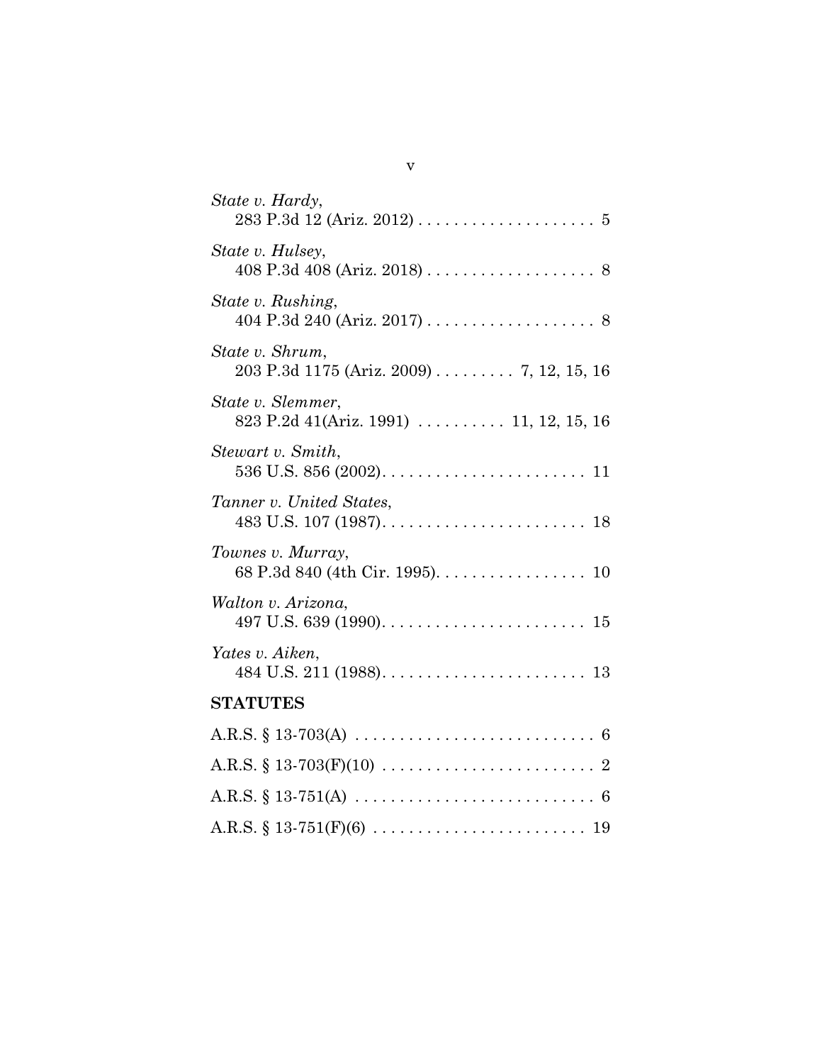*State v. Hardy*,
283 P.3d 12 (Ariz. 2012) . . . . . . . . . . . . . . . . . . . . 5

*State v. Hulsey*,
408 P.3d 408 (Ariz. 2018) . . . . . . . . . . . . . . . . . . . 8

*State v. Rushing*,
404 P.3d 240 (Ariz. 2017) . . . . . . . . . . . . . . . . . . . 8

*State v. Shrum*,
203 P.3d 1175 (Ariz. 2009) . . . . . . . . . 7, 12, 15, 16

*State v. Slemmer*,
823 P.2d 41(Ariz. 1991) . . . . . . . . . . 11, 12, 15, 16

*Stewart v. Smith*,
536 U.S. 856 (2002). . . . . . . . . . . . . . . . . . . . . . . 11

*Tanner v. United States*,
483 U.S. 107 (1987). . . . . . . . . . . . . . . . . . . . . . . 18

*Townes v. Murray*,
68 P.3d 840 (4th Cir. 1995). . . . . . . . . . . . . . . . . 10

*Walton v. Arizona*,
497 U.S. 639 (1990). . . . . . . . . . . . . . . . . . . . . . . 15

*Yates v. Aiken*,
484 U.S. 211 (1988). . . . . . . . . . . . . . . . . . . . . . . 13

## STATUTES

A.R.S. § 13-703(A) . . . . . . . . . . . . . . . . . . . . . . . . . . 6

A.R.S. § 13-703(F)(10) . . . . . . . . . . . . . . . . . . . . . . . 2

A.R.S. § 13-751(A) . . . . . . . . . . . . . . . . . . . . . . . . . . 6

A.R.S. § 13-751(F)(6) . . . . . . . . . . . . . . . . . . . . . . . 19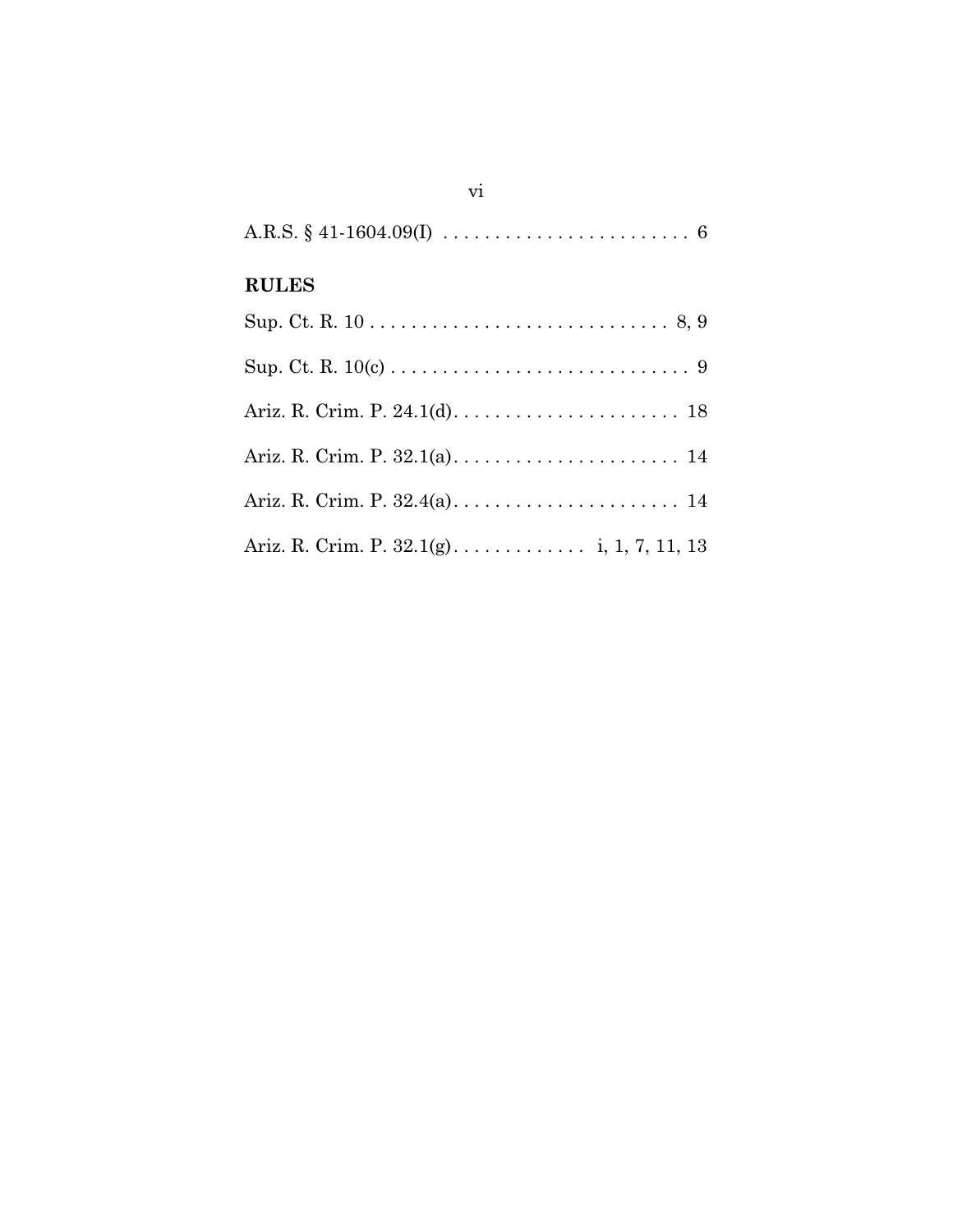A.R.S. § 41-1604.09(I) . . . . . . . . . . . . . . . . . . . . . . . . . 6

**RULES**

Sup. Ct. R. 10 . . . . . . . . . . . . . . . . . . . . . . . . . . . . . . 8, 9

Sup. Ct. R. 10(c) . . . . . . . . . . . . . . . . . . . . . . . . . . . . . 9

Ariz. R. Crim. P. 24.1(d). . . . . . . . . . . . . . . . . . . . . . . 18

Ariz. R. Crim. P. 32.1(a). . . . . . . . . . . . . . . . . . . . . . . 14

Ariz. R. Crim. P. 32.4(a). . . . . . . . . . . . . . . . . . . . . . . 14

Ariz. R. Crim. P. 32.1(g). . . . . . . . . . . . . i, 1, 7, 11, 13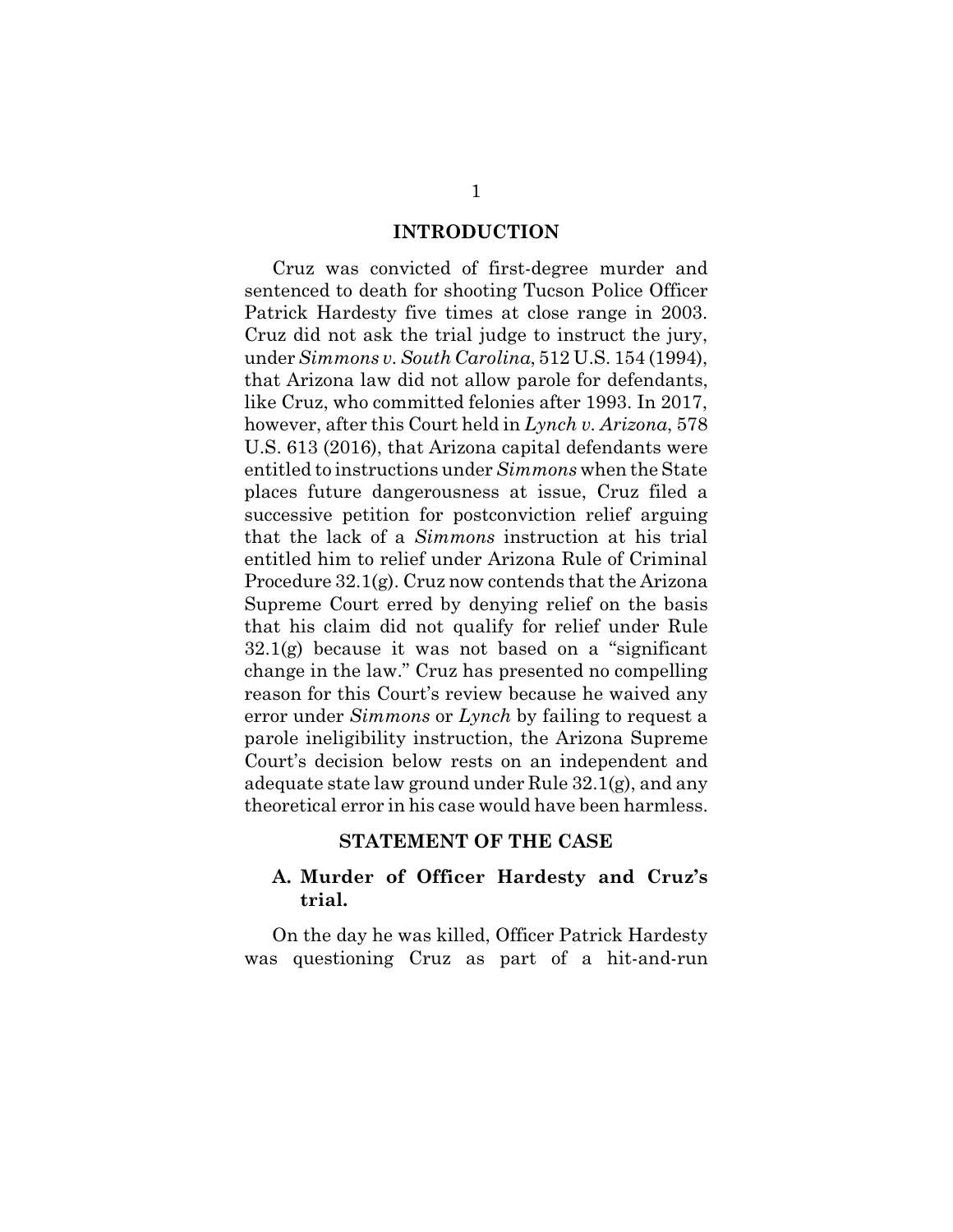## INTRODUCTION

Cruz was convicted of first-degree murder and sentenced to death for shooting Tucson Police Officer Patrick Hardesty five times at close range in 2003. Cruz did not ask the trial judge to instruct the jury, under *Simmons v. South Carolina*, 512 U.S. 154 (1994), that Arizona law did not allow parole for defendants, like Cruz, who committed felonies after 1993. In 2017, however, after this Court held in *Lynch v. Arizona*, 578 U.S. 613 (2016), that Arizona capital defendants were entitled to instructions under *Simmons* when the State places future dangerousness at issue, Cruz filed a successive petition for postconviction relief arguing that the lack of a *Simmons* instruction at his trial entitled him to relief under Arizona Rule of Criminal Procedure 32.1(g). Cruz now contends that the Arizona Supreme Court erred by denying relief on the basis that his claim did not qualify for relief under Rule 32.1(g) because it was not based on a "significant change in the law." Cruz has presented no compelling reason for this Court's review because he waived any error under *Simmons* or *Lynch* by failing to request a parole ineligibility instruction, the Arizona Supreme Court's decision below rests on an independent and adequate state law ground under Rule 32.1(g), and any theoretical error in his case would have been harmless.

## STATEMENT OF THE CASE

### A. Murder of Officer Hardesty and Cruz's trial.

On the day he was killed, Officer Patrick Hardesty was questioning Cruz as part of a hit-and-run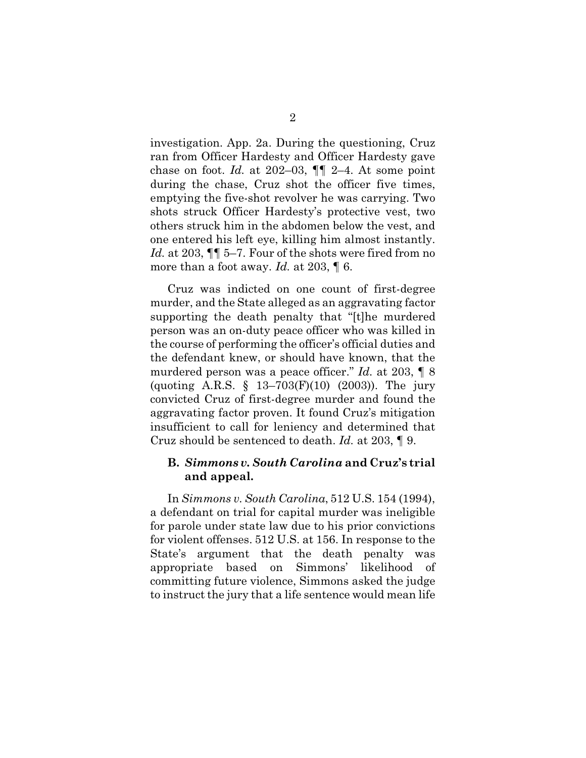investigation. App. 2a. During the questioning, Cruz ran from Officer Hardesty and Officer Hardesty gave chase on foot. *Id.* at 202–03, ¶¶ 2–4. At some point during the chase, Cruz shot the officer five times, emptying the five-shot revolver he was carrying. Two shots struck Officer Hardesty's protective vest, two others struck him in the abdomen below the vest, and one entered his left eye, killing him almost instantly. *Id.* at 203, ¶¶ 5–7. Four of the shots were fired from no more than a foot away. *Id.* at 203, ¶ 6.

Cruz was indicted on one count of first-degree murder, and the State alleged as an aggravating factor supporting the death penalty that "[t]he murdered person was an on-duty peace officer who was killed in the course of performing the officer's official duties and the defendant knew, or should have known, that the murdered person was a peace officer." *Id.* at 203, ¶ 8 (quoting A.R.S. § 13–703(F)(10) (2003)). The jury convicted Cruz of first-degree murder and found the aggravating factor proven. It found Cruz's mitigation insufficient to call for leniency and determined that Cruz should be sentenced to death. *Id.* at 203, ¶ 9.

### B. *Simmons v. South Carolina* and Cruz's trial and appeal.

In *Simmons v. South Carolina*, 512 U.S. 154 (1994), a defendant on trial for capital murder was ineligible for parole under state law due to his prior convictions for violent offenses. 512 U.S. at 156. In response to the State's argument that the death penalty was appropriate based on Simmons' likelihood of committing future violence, Simmons asked the judge to instruct the jury that a life sentence would mean life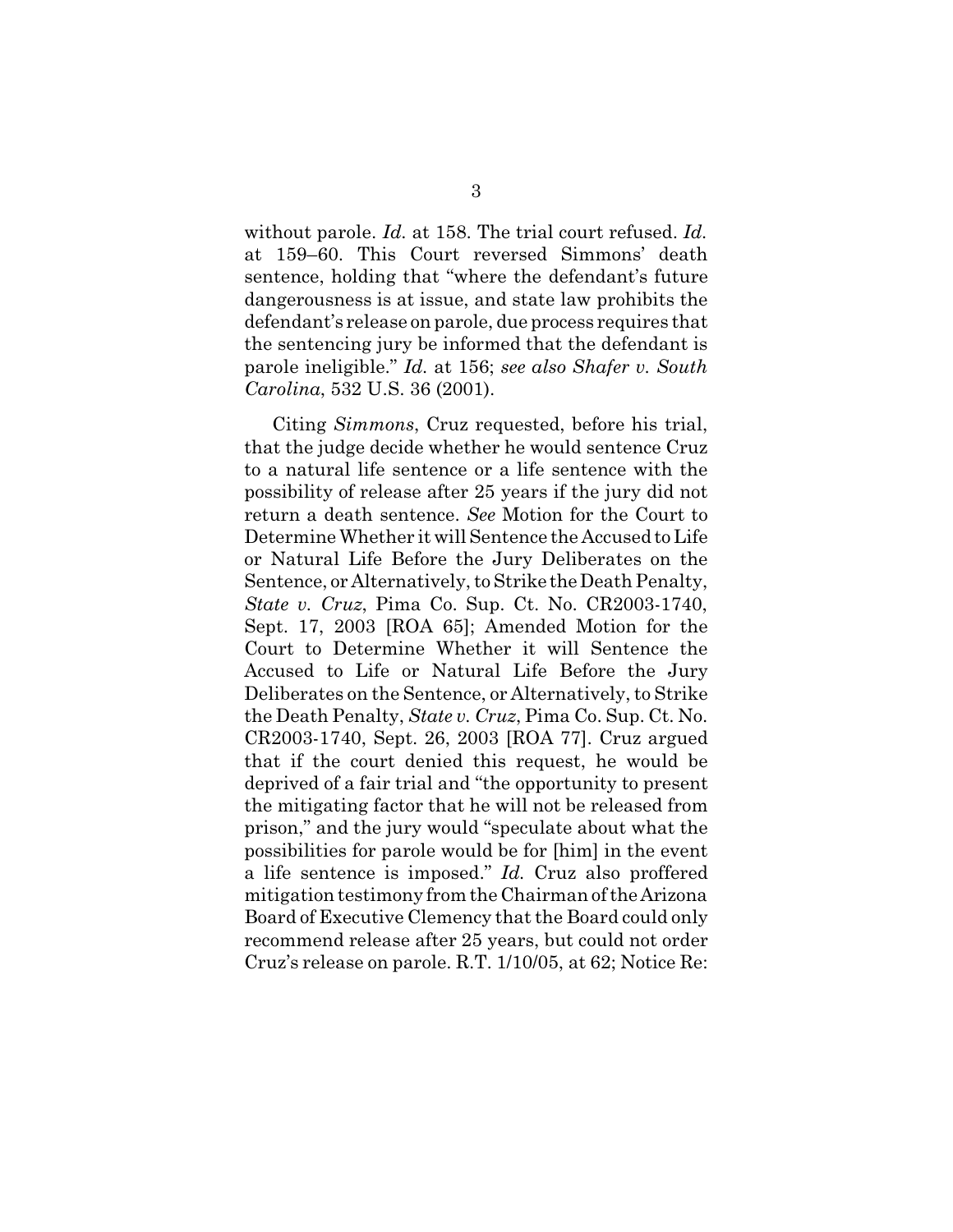without parole. *Id.* at 158. The trial court refused. *Id.* at 159–60. This Court reversed Simmons' death sentence, holding that "where the defendant's future dangerousness is at issue, and state law prohibits the defendant's release on parole, due process requires that the sentencing jury be informed that the defendant is parole ineligible." *Id.* at 156; *see also Shafer v. South Carolina*, 532 U.S. 36 (2001).

Citing *Simmons*, Cruz requested, before his trial, that the judge decide whether he would sentence Cruz to a natural life sentence or a life sentence with the possibility of release after 25 years if the jury did not return a death sentence. *See* Motion for the Court to Determine Whether it will Sentence the Accused to Life or Natural Life Before the Jury Deliberates on the Sentence, or Alternatively, to Strike the Death Penalty, *State v. Cruz*, Pima Co. Sup. Ct. No. CR2003-1740, Sept. 17, 2003 [ROA 65]; Amended Motion for the Court to Determine Whether it will Sentence the Accused to Life or Natural Life Before the Jury Deliberates on the Sentence, or Alternatively, to Strike the Death Penalty, *State v. Cruz*, Pima Co. Sup. Ct. No. CR2003-1740, Sept. 26, 2003 [ROA 77]. Cruz argued that if the court denied this request, he would be deprived of a fair trial and "the opportunity to present the mitigating factor that he will not be released from prison," and the jury would "speculate about what the possibilities for parole would be for [him] in the event a life sentence is imposed." *Id.* Cruz also proffered mitigation testimony from the Chairman of the Arizona Board of Executive Clemency that the Board could only recommend release after 25 years, but could not order Cruz's release on parole. R.T. 1/10/05, at 62; Notice Re: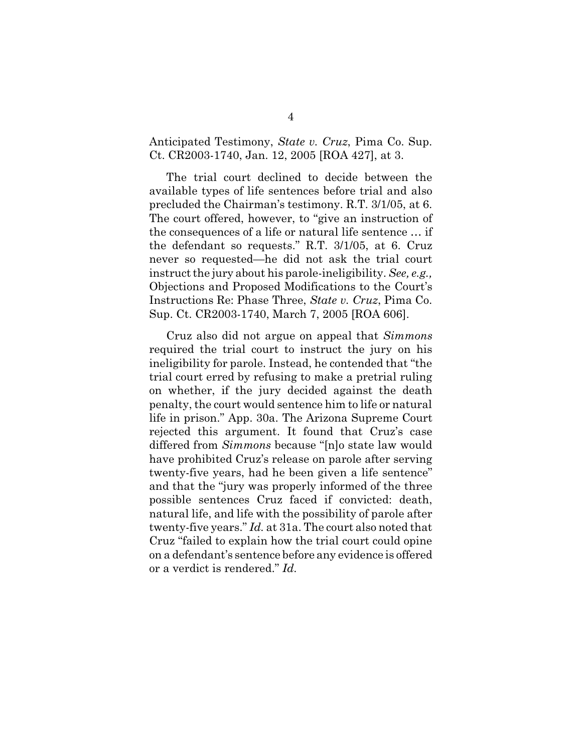Anticipated Testimony, *State v. Cruz*, Pima Co. Sup. Ct. CR2003-1740, Jan. 12, 2005 [ROA 427], at 3.

The trial court declined to decide between the available types of life sentences before trial and also precluded the Chairman's testimony. R.T. 3/1/05, at 6. The court offered, however, to "give an instruction of the consequences of a life or natural life sentence … if the defendant so requests." R.T. 3/1/05, at 6. Cruz never so requested—he did not ask the trial court instruct the jury about his parole-ineligibility. *See, e.g.,* Objections and Proposed Modifications to the Court's Instructions Re: Phase Three, *State v. Cruz*, Pima Co. Sup. Ct. CR2003-1740, March 7, 2005 [ROA 606].

Cruz also did not argue on appeal that *Simmons* required the trial court to instruct the jury on his ineligibility for parole. Instead, he contended that "the trial court erred by refusing to make a pretrial ruling on whether, if the jury decided against the death penalty, the court would sentence him to life or natural life in prison." App. 30a. The Arizona Supreme Court rejected this argument. It found that Cruz's case differed from *Simmons* because "[n]o state law would have prohibited Cruz's release on parole after serving twenty-five years, had he been given a life sentence" and that the "jury was properly informed of the three possible sentences Cruz faced if convicted: death, natural life, and life with the possibility of parole after twenty-five years." *Id.* at 31a. The court also noted that Cruz "failed to explain how the trial court could opine on a defendant's sentence before any evidence is offered or a verdict is rendered." *Id.*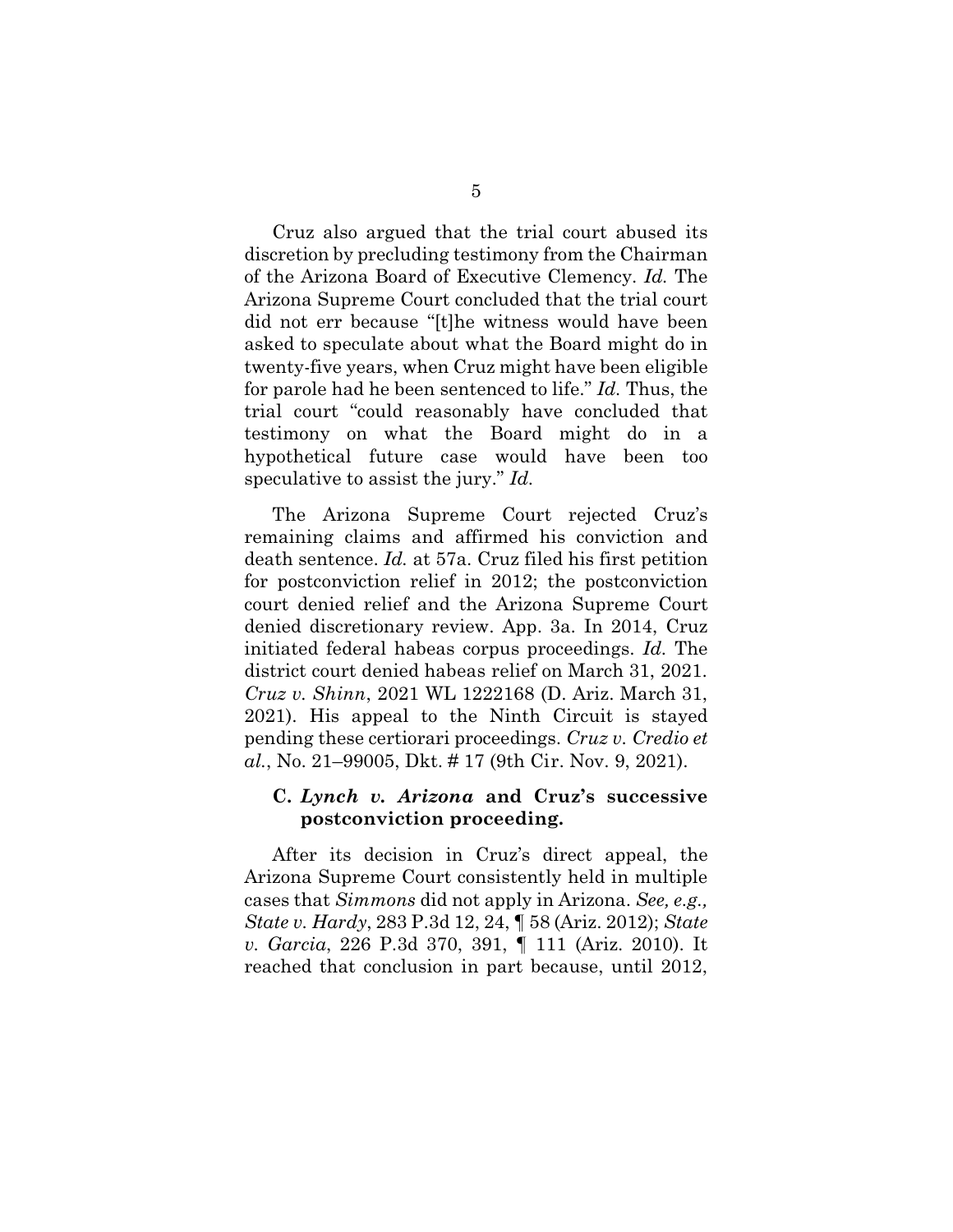Cruz also argued that the trial court abused its discretion by precluding testimony from the Chairman of the Arizona Board of Executive Clemency. *Id.* The Arizona Supreme Court concluded that the trial court did not err because "[t]he witness would have been asked to speculate about what the Board might do in twenty-five years, when Cruz might have been eligible for parole had he been sentenced to life." *Id.* Thus, the trial court "could reasonably have concluded that testimony on what the Board might do in a hypothetical future case would have been too speculative to assist the jury." *Id.*

The Arizona Supreme Court rejected Cruz's remaining claims and affirmed his conviction and death sentence. *Id.* at 57a. Cruz filed his first petition for postconviction relief in 2012; the postconviction court denied relief and the Arizona Supreme Court denied discretionary review. App. 3a. In 2014, Cruz initiated federal habeas corpus proceedings. *Id.* The district court denied habeas relief on March 31, 2021. *Cruz v. Shinn*, 2021 WL 1222168 (D. Ariz. March 31, 2021). His appeal to the Ninth Circuit is stayed pending these certiorari proceedings. *Cruz v. Credio et al.*, No. 21–99005, Dkt. # 17 (9th Cir. Nov. 9, 2021).

### C. *Lynch v. Arizona* and Cruz's successive postconviction proceeding.

After its decision in Cruz's direct appeal, the Arizona Supreme Court consistently held in multiple cases that *Simmons* did not apply in Arizona. *See, e.g., State v. Hardy*, 283 P.3d 12, 24, ¶ 58 (Ariz. 2012); *State v. Garcia*, 226 P.3d 370, 391, ¶ 111 (Ariz. 2010). It reached that conclusion in part because, until 2012,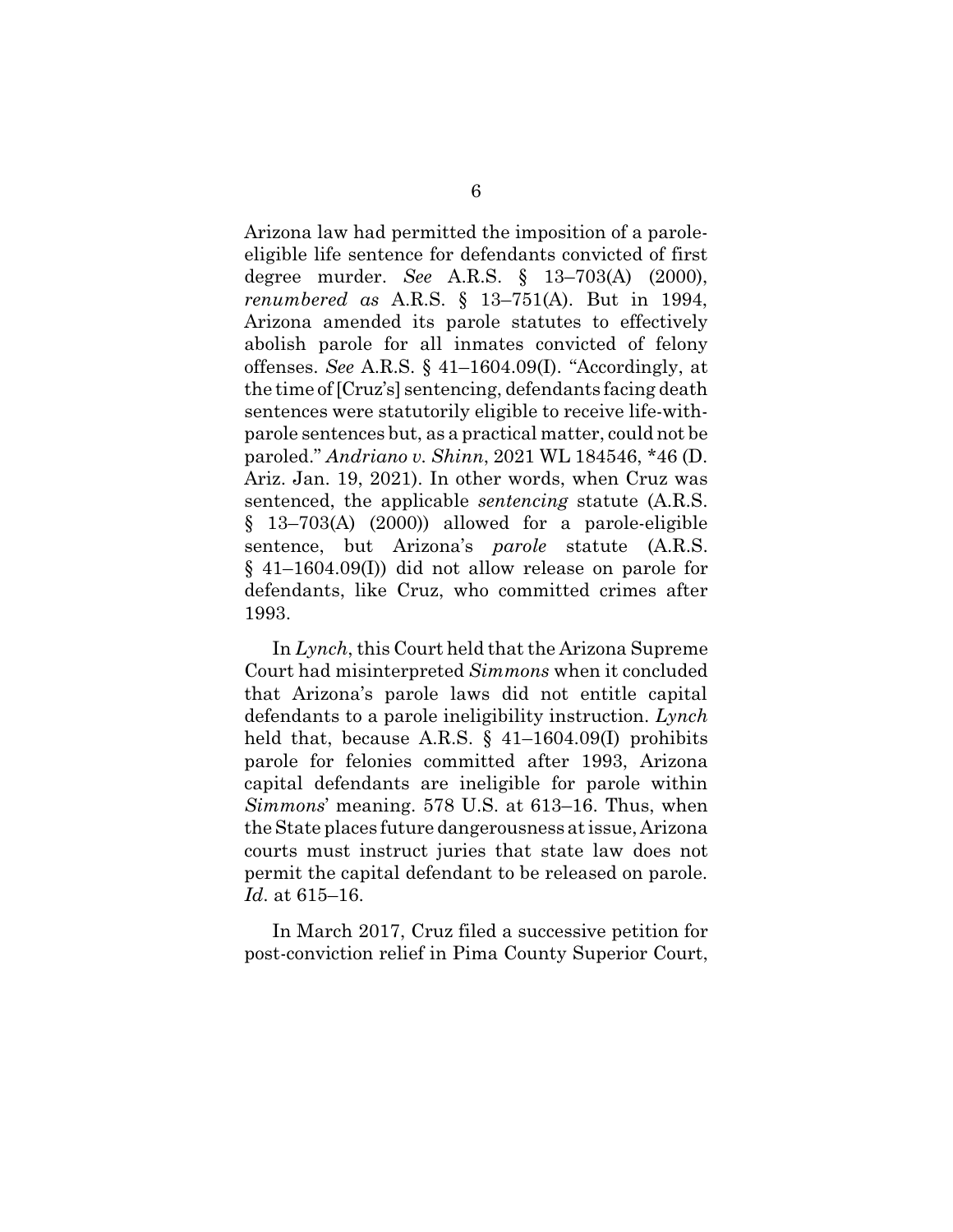Arizona law had permitted the imposition of a parole-eligible life sentence for defendants convicted of first degree murder. *See* A.R.S. § 13–703(A) (2000), *renumbered as* A.R.S. § 13–751(A). But in 1994, Arizona amended its parole statutes to effectively abolish parole for all inmates convicted of felony offenses. *See* A.R.S. § 41–1604.09(I). "Accordingly, at the time of [Cruz's] sentencing, defendants facing death sentences were statutorily eligible to receive life-with-parole sentences but, as a practical matter, could not be paroled." *Andriano v. Shinn*, 2021 WL 184546, *46 (D. Ariz. Jan. 19, 2021). In other words, when Cruz was sentenced, the applicable *sentencing* statute (A.R.S. § 13–703(A) (2000)) allowed for a parole-eligible sentence, but Arizona's *parole* statute (A.R.S. § 41–1604.09(I)) did not allow release on parole for defendants, like Cruz, who committed crimes after 1993.

In *Lynch*, this Court held that the Arizona Supreme Court had misinterpreted *Simmons* when it concluded that Arizona's parole laws did not entitle capital defendants to a parole ineligibility instruction. *Lynch* held that, because A.R.S. § 41–1604.09(I) prohibits parole for felonies committed after 1993, Arizona capital defendants are ineligible for parole within *Simmons*' meaning. 578 U.S. at 613–16. Thus, when the State places future dangerousness at issue, Arizona courts must instruct juries that state law does not permit the capital defendant to be released on parole. *Id*. at 615–16.

In March 2017, Cruz filed a successive petition for post-conviction relief in Pima County Superior Court,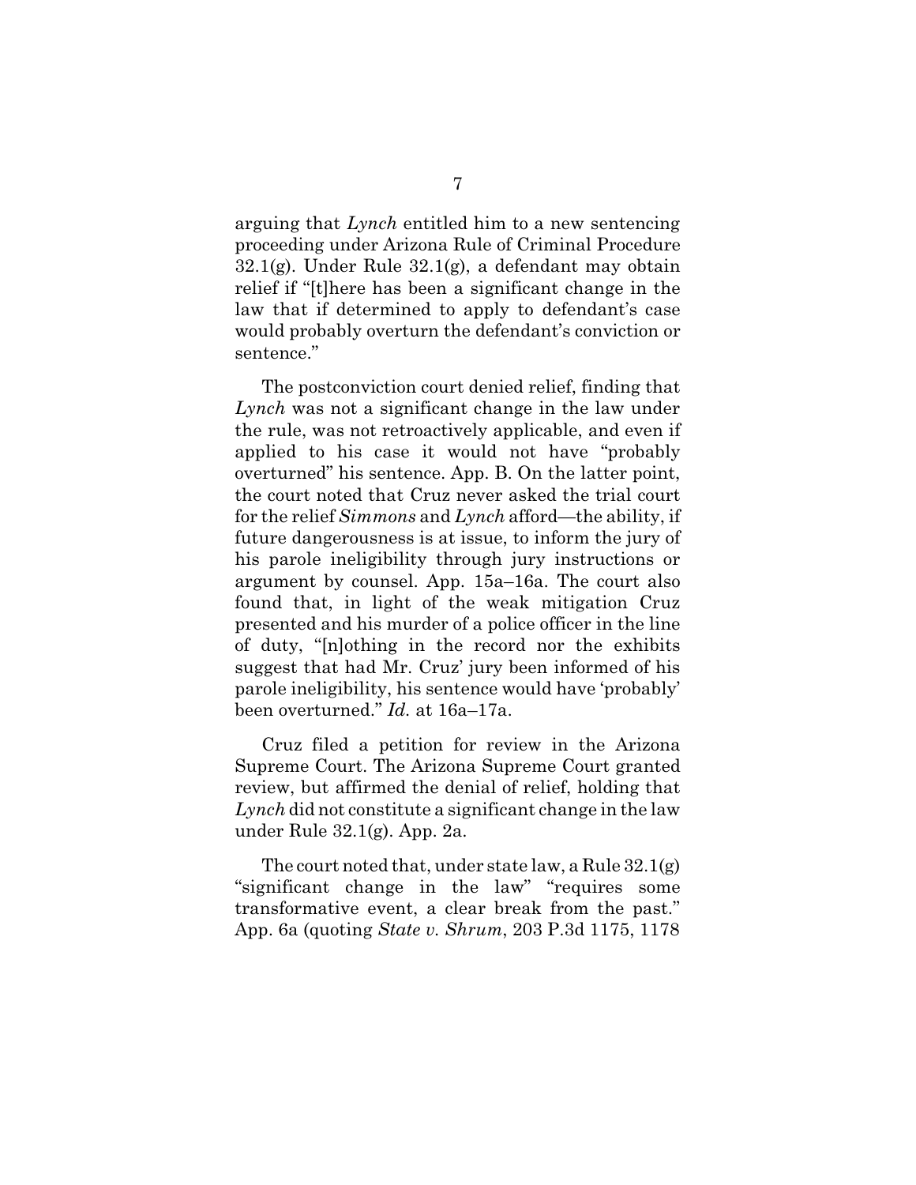arguing that *Lynch* entitled him to a new sentencing proceeding under Arizona Rule of Criminal Procedure 32.1(g). Under Rule 32.1(g), a defendant may obtain relief if "[t]here has been a significant change in the law that if determined to apply to defendant's case would probably overturn the defendant's conviction or sentence."

The postconviction court denied relief, finding that *Lynch* was not a significant change in the law under the rule, was not retroactively applicable, and even if applied to his case it would not have "probably overturned" his sentence. App. B. On the latter point, the court noted that Cruz never asked the trial court for the relief *Simmons* and *Lynch* afford—the ability, if future dangerousness is at issue, to inform the jury of his parole ineligibility through jury instructions or argument by counsel. App. 15a–16a. The court also found that, in light of the weak mitigation Cruz presented and his murder of a police officer in the line of duty, "[n]othing in the record nor the exhibits suggest that had Mr. Cruz' jury been informed of his parole ineligibility, his sentence would have 'probably' been overturned." *Id.* at 16a–17a.

Cruz filed a petition for review in the Arizona Supreme Court. The Arizona Supreme Court granted review, but affirmed the denial of relief, holding that *Lynch* did not constitute a significant change in the law under Rule 32.1(g). App. 2a.

The court noted that, under state law, a Rule 32.1(g) "significant change in the law" "requires some transformative event, a clear break from the past." App. 6a (quoting *State v. Shrum*, 203 P.3d 1175, 1178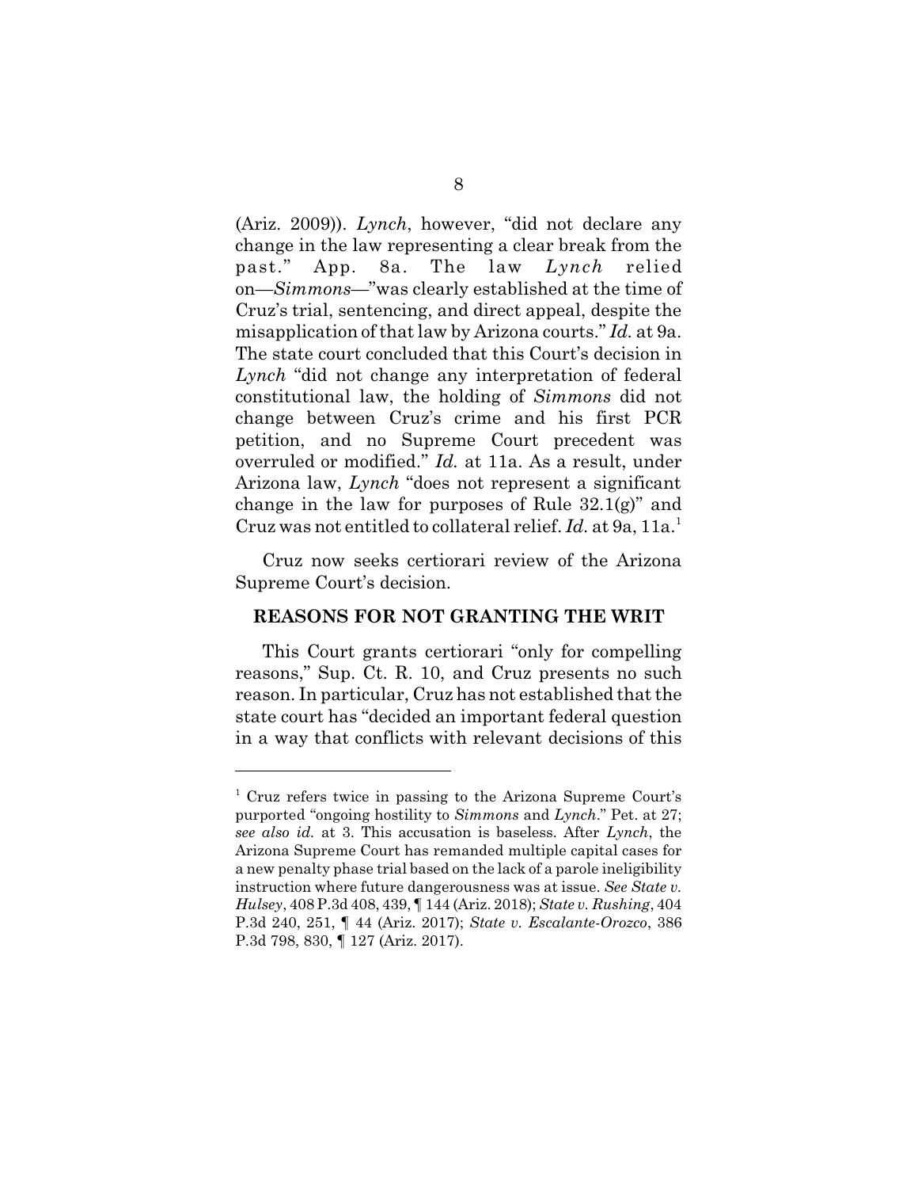(Ariz. 2009)). *Lynch*, however, "did not declare any change in the law representing a clear break from the past." App. 8a. The law *Lynch* relied on—*Simmons*—"was clearly established at the time of Cruz's trial, sentencing, and direct appeal, despite the misapplication of that law by Arizona courts." *Id.* at 9a. The state court concluded that this Court's decision in *Lynch* "did not change any interpretation of federal constitutional law, the holding of *Simmons* did not change between Cruz's crime and his first PCR petition, and no Supreme Court precedent was overruled or modified." *Id.* at 11a. As a result, under Arizona law, *Lynch* "does not represent a significant change in the law for purposes of Rule 32.1(g)" and Cruz was not entitled to collateral relief. *Id.* at 9a, 11a.[1]

Cruz now seeks certiorari review of the Arizona Supreme Court's decision.

## REASONS FOR NOT GRANTING THE WRIT

This Court grants certiorari "only for compelling reasons," Sup. Ct. R. 10, and Cruz presents no such reason. In particular, Cruz has not established that the state court has "decided an important federal question in a way that conflicts with relevant decisions of this

---

[1] Cruz refers twice in passing to the Arizona Supreme Court's purported "ongoing hostility to *Simmons* and *Lynch*." Pet. at 27; *see also id.* at 3. This accusation is baseless. After *Lynch*, the Arizona Supreme Court has remanded multiple capital cases for a new penalty phase trial based on the lack of a parole ineligibility instruction where future dangerousness was at issue. *See State v. Hulsey*, 408 P.3d 408, 439, ¶ 144 (Ariz. 2018); *State v. Rushing*, 404 P.3d 240, 251, ¶ 44 (Ariz. 2017); *State v. Escalante-Orozco*, 386 P.3d 798, 830, ¶ 127 (Ariz. 2017).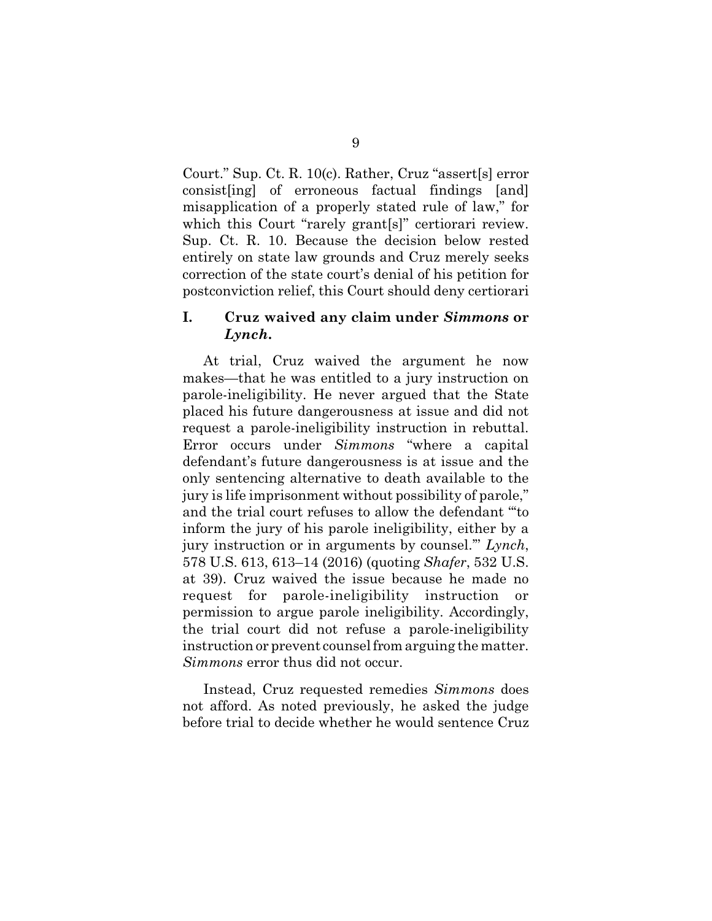Court." Sup. Ct. R. 10(c). Rather, Cruz "assert[s] error consist[ing] of erroneous factual findings [and] misapplication of a properly stated rule of law," for which this Court "rarely grant[s]" certiorari review. Sup. Ct. R. 10. Because the decision below rested entirely on state law grounds and Cruz merely seeks correction of the state court's denial of his petition for postconviction relief, this Court should deny certiorari

## I. Cruz waived any claim under *Simmons* or *Lynch*.

At trial, Cruz waived the argument he now makes—that he was entitled to a jury instruction on parole-ineligibility. He never argued that the State placed his future dangerousness at issue and did not request a parole-ineligibility instruction in rebuttal. Error occurs under *Simmons* "where a capital defendant's future dangerousness is at issue and the only sentencing alternative to death available to the jury is life imprisonment without possibility of parole," and the trial court refuses to allow the defendant "'to inform the jury of his parole ineligibility, either by a jury instruction or in arguments by counsel.'" *Lynch*, 578 U.S. 613, 613–14 (2016) (quoting *Shafer*, 532 U.S. at 39). Cruz waived the issue because he made no request for parole-ineligibility instruction or permission to argue parole ineligibility. Accordingly, the trial court did not refuse a parole-ineligibility instruction or prevent counsel from arguing the matter. *Simmons* error thus did not occur.

Instead, Cruz requested remedies *Simmons* does not afford. As noted previously, he asked the judge before trial to decide whether he would sentence Cruz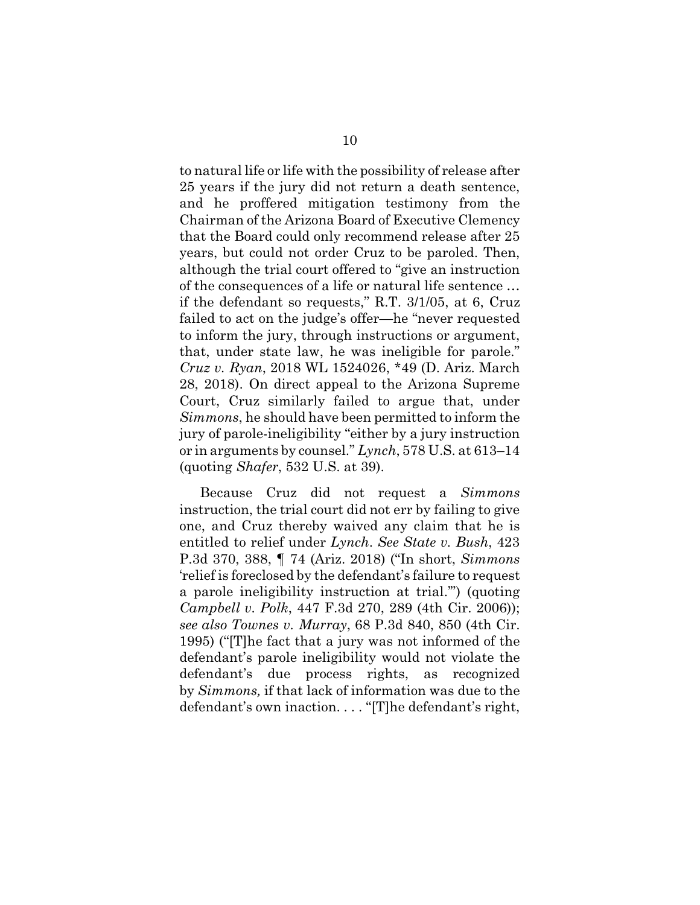to natural life or life with the possibility of release after 25 years if the jury did not return a death sentence, and he proffered mitigation testimony from the Chairman of the Arizona Board of Executive Clemency that the Board could only recommend release after 25 years, but could not order Cruz to be paroled. Then, although the trial court offered to "give an instruction of the consequences of a life or natural life sentence … if the defendant so requests," R.T. 3/1/05, at 6, Cruz failed to act on the judge's offer—he "never requested to inform the jury, through instructions or argument, that, under state law, he was ineligible for parole." *Cruz v. Ryan*, 2018 WL 1524026, *49 (D. Ariz. March 28, 2018). On direct appeal to the Arizona Supreme Court, Cruz similarly failed to argue that, under *Simmons*, he should have been permitted to inform the jury of parole-ineligibility "either by a jury instruction or in arguments by counsel." *Lynch*, 578 U.S. at 613–14 (quoting *Shafer*, 532 U.S. at 39).

Because Cruz did not request a *Simmons* instruction, the trial court did not err by failing to give one, and Cruz thereby waived any claim that he is entitled to relief under *Lynch*. *See State v. Bush*, 423 P.3d 370, 388, ¶ 74 (Ariz. 2018) ("In short, *Simmons* 'relief is foreclosed by the defendant's failure to request a parole ineligibility instruction at trial.'") (quoting *Campbell v. Polk*, 447 F.3d 270, 289 (4th Cir. 2006)); *see also Townes v. Murray*, 68 P.3d 840, 850 (4th Cir. 1995) ("[T]he fact that a jury was not informed of the defendant's parole ineligibility would not violate the defendant's due process rights, as recognized by *Simmons,* if that lack of information was due to the defendant's own inaction. . . . "[T]he defendant's right,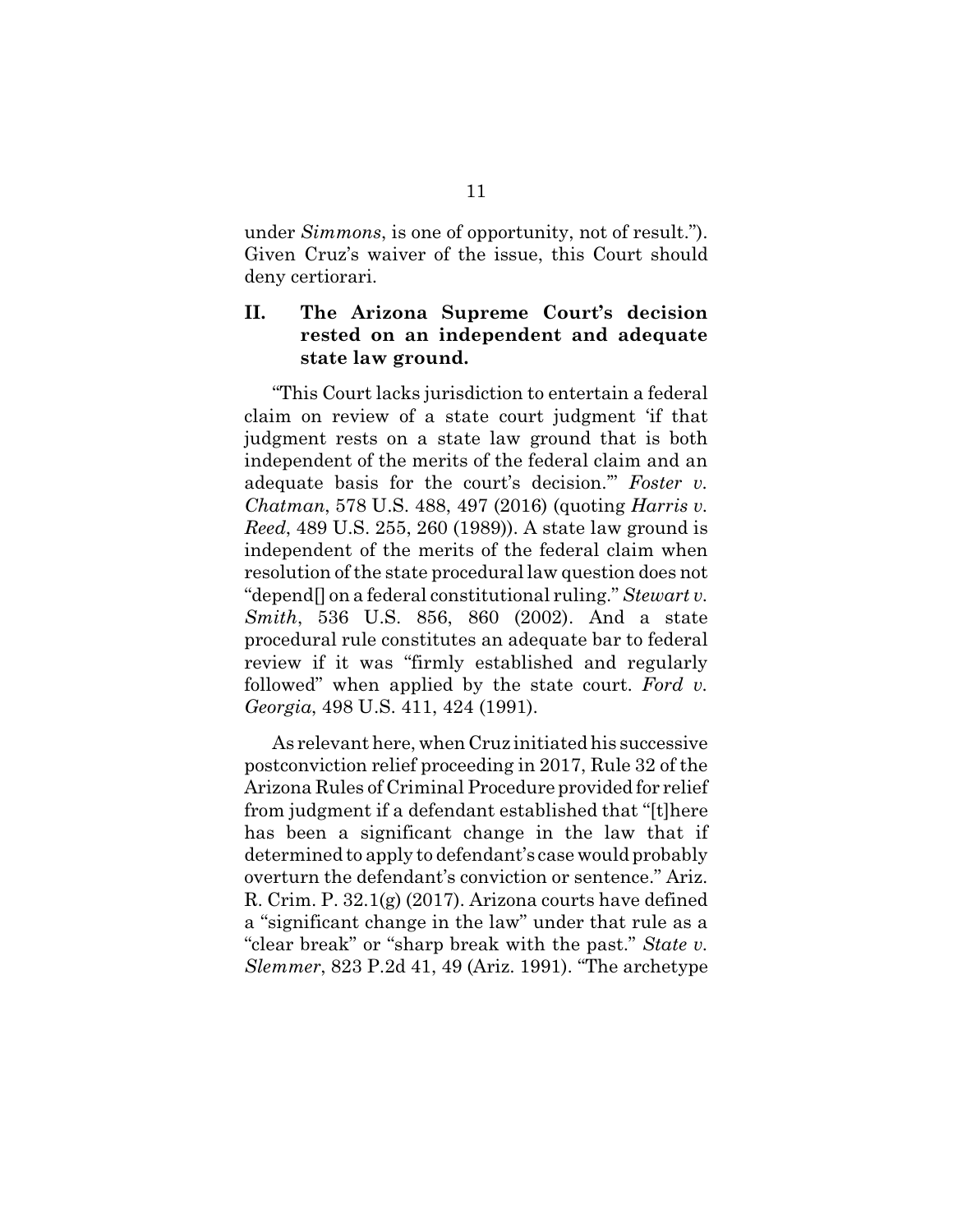under *Simmons*, is one of opportunity, not of result."). Given Cruz's waiver of the issue, this Court should deny certiorari.

## II. The Arizona Supreme Court's decision rested on an independent and adequate state law ground.

"This Court lacks jurisdiction to entertain a federal claim on review of a state court judgment 'if that judgment rests on a state law ground that is both independent of the merits of the federal claim and an adequate basis for the court's decision.'" *Foster v. Chatman*, 578 U.S. 488, 497 (2016) (quoting *Harris v. Reed*, 489 U.S. 255, 260 (1989)). A state law ground is independent of the merits of the federal claim when resolution of the state procedural law question does not "depend[] on a federal constitutional ruling." *Stewart v. Smith*, 536 U.S. 856, 860 (2002). And a state procedural rule constitutes an adequate bar to federal review if it was "firmly established and regularly followed" when applied by the state court. *Ford v. Georgia*, 498 U.S. 411, 424 (1991).

As relevant here, when Cruz initiated his successive postconviction relief proceeding in 2017, Rule 32 of the Arizona Rules of Criminal Procedure provided for relief from judgment if a defendant established that "[t]here has been a significant change in the law that if determined to apply to defendant's case would probably overturn the defendant's conviction or sentence." Ariz. R. Crim. P. 32.1(g) (2017). Arizona courts have defined a "significant change in the law" under that rule as a "clear break" or "sharp break with the past." *State v. Slemmer*, 823 P.2d 41, 49 (Ariz. 1991). "The archetype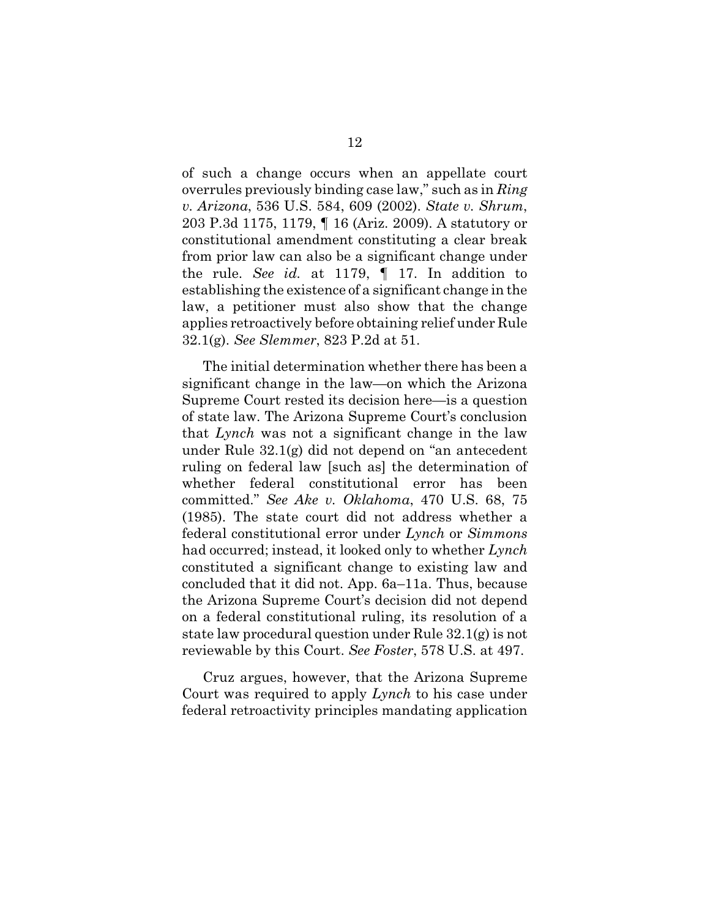of such a change occurs when an appellate court overrules previously binding case law," such as in *Ring v. Arizona*, 536 U.S. 584, 609 (2002). *State v. Shrum*, 203 P.3d 1175, 1179, ¶ 16 (Ariz. 2009). A statutory or constitutional amendment constituting a clear break from prior law can also be a significant change under the rule. *See id.* at 1179, ¶ 17. In addition to establishing the existence of a significant change in the law, a petitioner must also show that the change applies retroactively before obtaining relief under Rule 32.1(g). *See Slemmer*, 823 P.2d at 51.

The initial determination whether there has been a significant change in the law—on which the Arizona Supreme Court rested its decision here—is a question of state law. The Arizona Supreme Court's conclusion that *Lynch* was not a significant change in the law under Rule 32.1(g) did not depend on "an antecedent ruling on federal law [such as] the determination of whether federal constitutional error has been committed." *See Ake v. Oklahoma*, 470 U.S. 68, 75 (1985). The state court did not address whether a federal constitutional error under *Lynch* or *Simmons* had occurred; instead, it looked only to whether *Lynch* constituted a significant change to existing law and concluded that it did not. App. 6a–11a. Thus, because the Arizona Supreme Court's decision did not depend on a federal constitutional ruling, its resolution of a state law procedural question under Rule 32.1(g) is not reviewable by this Court. *See Foster*, 578 U.S. at 497.

Cruz argues, however, that the Arizona Supreme Court was required to apply *Lynch* to his case under federal retroactivity principles mandating application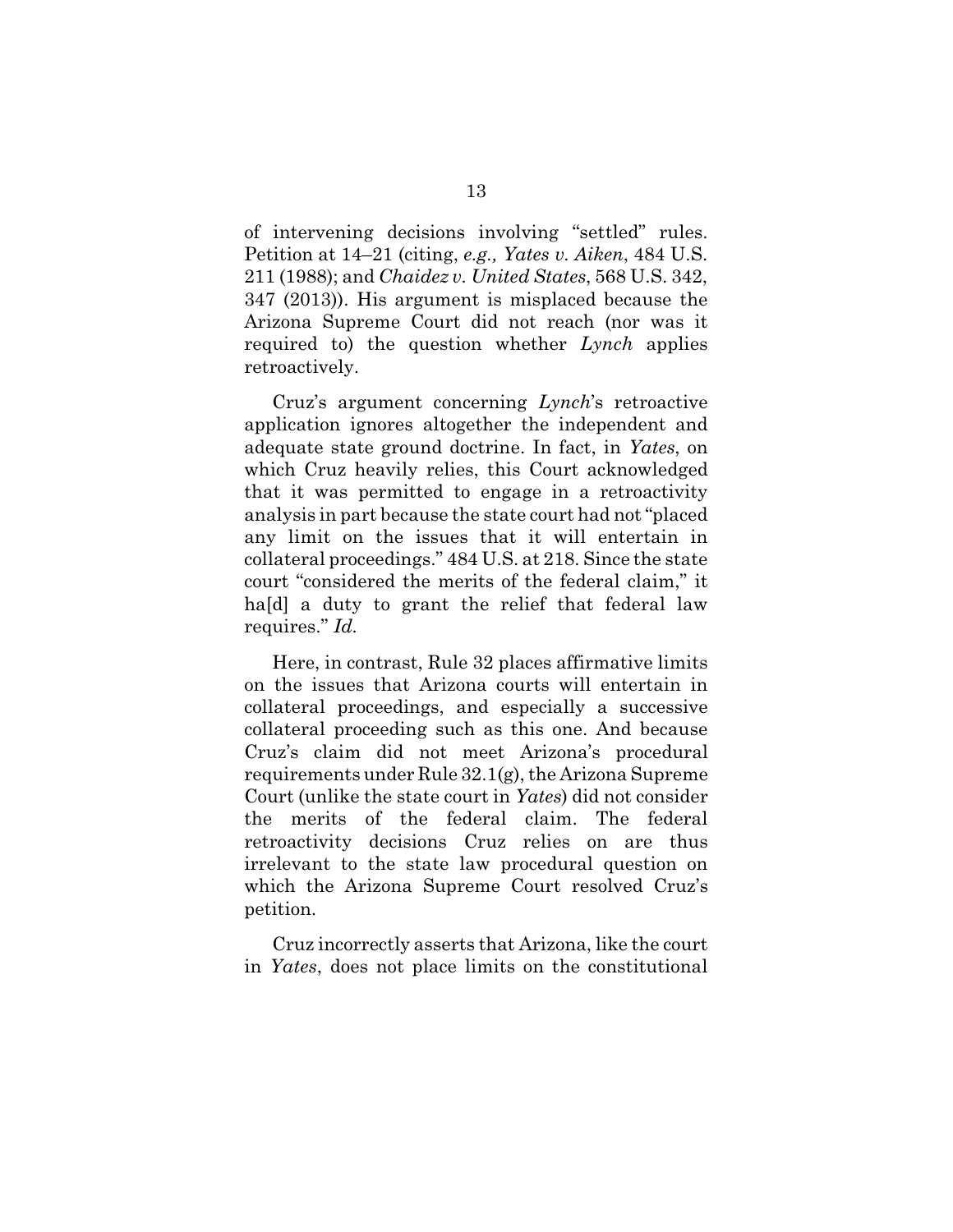of intervening decisions involving "settled" rules. Petition at 14–21 (citing, *e.g., Yates v. Aiken*, 484 U.S. 211 (1988); and *Chaidez v. United States*, 568 U.S. 342, 347 (2013)). His argument is misplaced because the Arizona Supreme Court did not reach (nor was it required to) the question whether *Lynch* applies retroactively.

Cruz's argument concerning *Lynch*'s retroactive application ignores altogether the independent and adequate state ground doctrine. In fact, in *Yates*, on which Cruz heavily relies, this Court acknowledged that it was permitted to engage in a retroactivity analysis in part because the state court had not "placed any limit on the issues that it will entertain in collateral proceedings." 484 U.S. at 218. Since the state court "considered the merits of the federal claim," it ha[d] a duty to grant the relief that federal law requires." *Id.*

Here, in contrast, Rule 32 places affirmative limits on the issues that Arizona courts will entertain in collateral proceedings, and especially a successive collateral proceeding such as this one. And because Cruz's claim did not meet Arizona's procedural requirements under Rule 32.1(g), the Arizona Supreme Court (unlike the state court in *Yates*) did not consider the merits of the federal claim. The federal retroactivity decisions Cruz relies on are thus irrelevant to the state law procedural question on which the Arizona Supreme Court resolved Cruz's petition.

Cruz incorrectly asserts that Arizona, like the court in *Yates*, does not place limits on the constitutional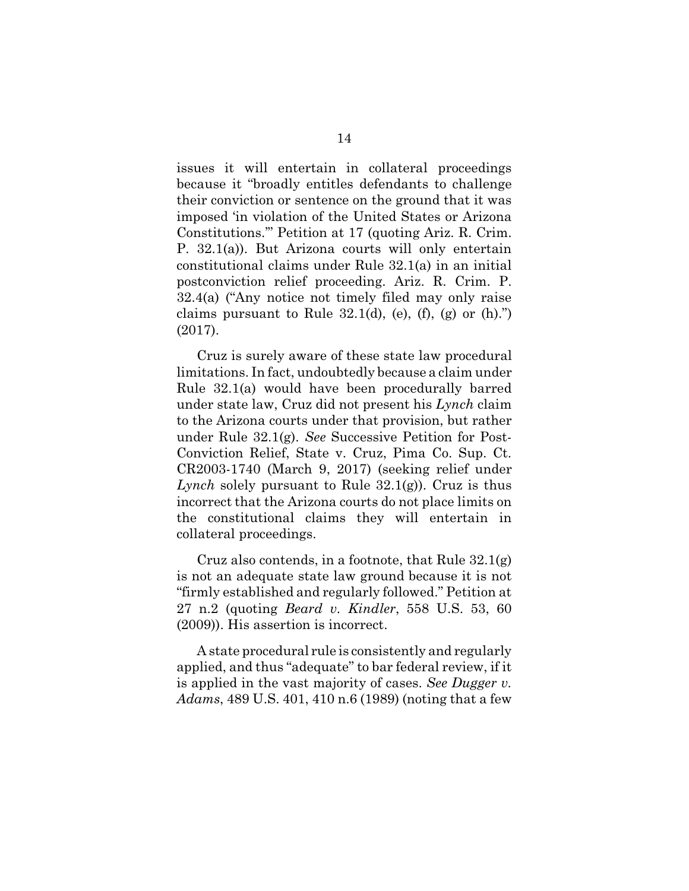issues it will entertain in collateral proceedings because it "broadly entitles defendants to challenge their conviction or sentence on the ground that it was imposed 'in violation of the United States or Arizona Constitutions.'" Petition at 17 (quoting Ariz. R. Crim. P. 32.1(a)). But Arizona courts will only entertain constitutional claims under Rule 32.1(a) in an initial postconviction relief proceeding. Ariz. R. Crim. P. 32.4(a) ("Any notice not timely filed may only raise claims pursuant to Rule 32.1(d), (e), (f), (g) or (h).") (2017).

Cruz is surely aware of these state law procedural limitations. In fact, undoubtedly because a claim under Rule 32.1(a) would have been procedurally barred under state law, Cruz did not present his *Lynch* claim to the Arizona courts under that provision, but rather under Rule 32.1(g). *See* Successive Petition for Post-Conviction Relief, State v. Cruz, Pima Co. Sup. Ct. CR2003-1740 (March 9, 2017) (seeking relief under *Lynch* solely pursuant to Rule 32.1(g)). Cruz is thus incorrect that the Arizona courts do not place limits on the constitutional claims they will entertain in collateral proceedings.

Cruz also contends, in a footnote, that Rule 32.1(g) is not an adequate state law ground because it is not "firmly established and regularly followed." Petition at 27 n.2 (quoting *Beard v. Kindler*, 558 U.S. 53, 60 (2009)). His assertion is incorrect.

A state procedural rule is consistently and regularly applied, and thus "adequate" to bar federal review, if it is applied in the vast majority of cases. *See Dugger v. Adams*, 489 U.S. 401, 410 n.6 (1989) (noting that a few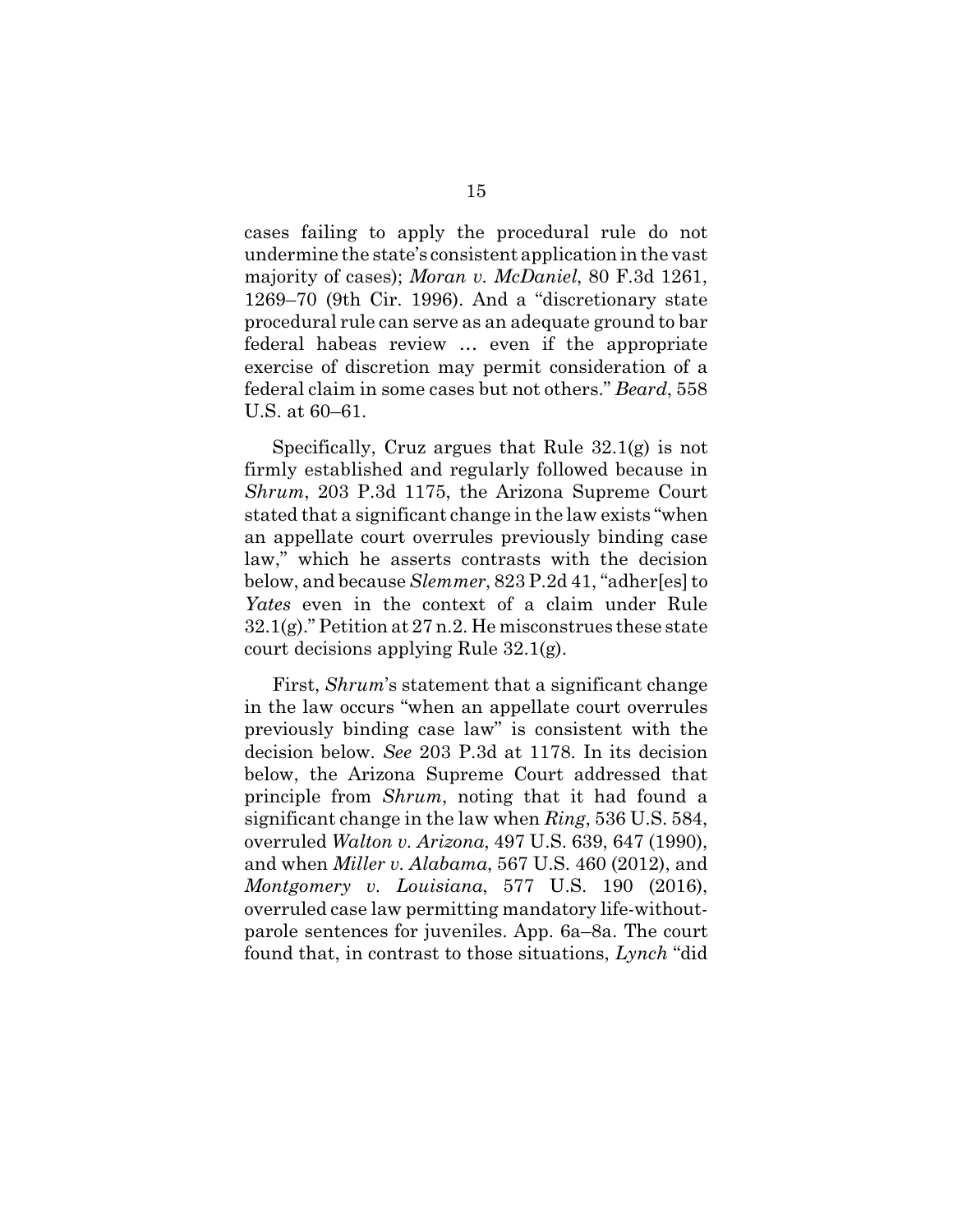cases failing to apply the procedural rule do not undermine the state's consistent application in the vast majority of cases); *Moran v. McDaniel*, 80 F.3d 1261, 1269–70 (9th Cir. 1996). And a "discretionary state procedural rule can serve as an adequate ground to bar federal habeas review … even if the appropriate exercise of discretion may permit consideration of a federal claim in some cases but not others." *Beard*, 558 U.S. at 60–61.

Specifically, Cruz argues that Rule 32.1(g) is not firmly established and regularly followed because in *Shrum*, 203 P.3d 1175, the Arizona Supreme Court stated that a significant change in the law exists "when an appellate court overrules previously binding case law," which he asserts contrasts with the decision below, and because *Slemmer*, 823 P.2d 41, "adher[es] to *Yates* even in the context of a claim under Rule 32.1(g)." Petition at 27 n.2. He misconstrues these state court decisions applying Rule 32.1(g).

First, *Shrum*'s statement that a significant change in the law occurs "when an appellate court overrules previously binding case law" is consistent with the decision below. *See* 203 P.3d at 1178. In its decision below, the Arizona Supreme Court addressed that principle from *Shrum*, noting that it had found a significant change in the law when *Ring*, 536 U.S. 584, overruled *Walton v. Arizona*, 497 U.S. 639, 647 (1990), and when *Miller v. Alabama*, 567 U.S. 460 (2012), and *Montgomery v. Louisiana*, 577 U.S. 190 (2016), overruled case law permitting mandatory life-without-parole sentences for juveniles. App. 6a–8a. The court found that, in contrast to those situations, *Lynch* "did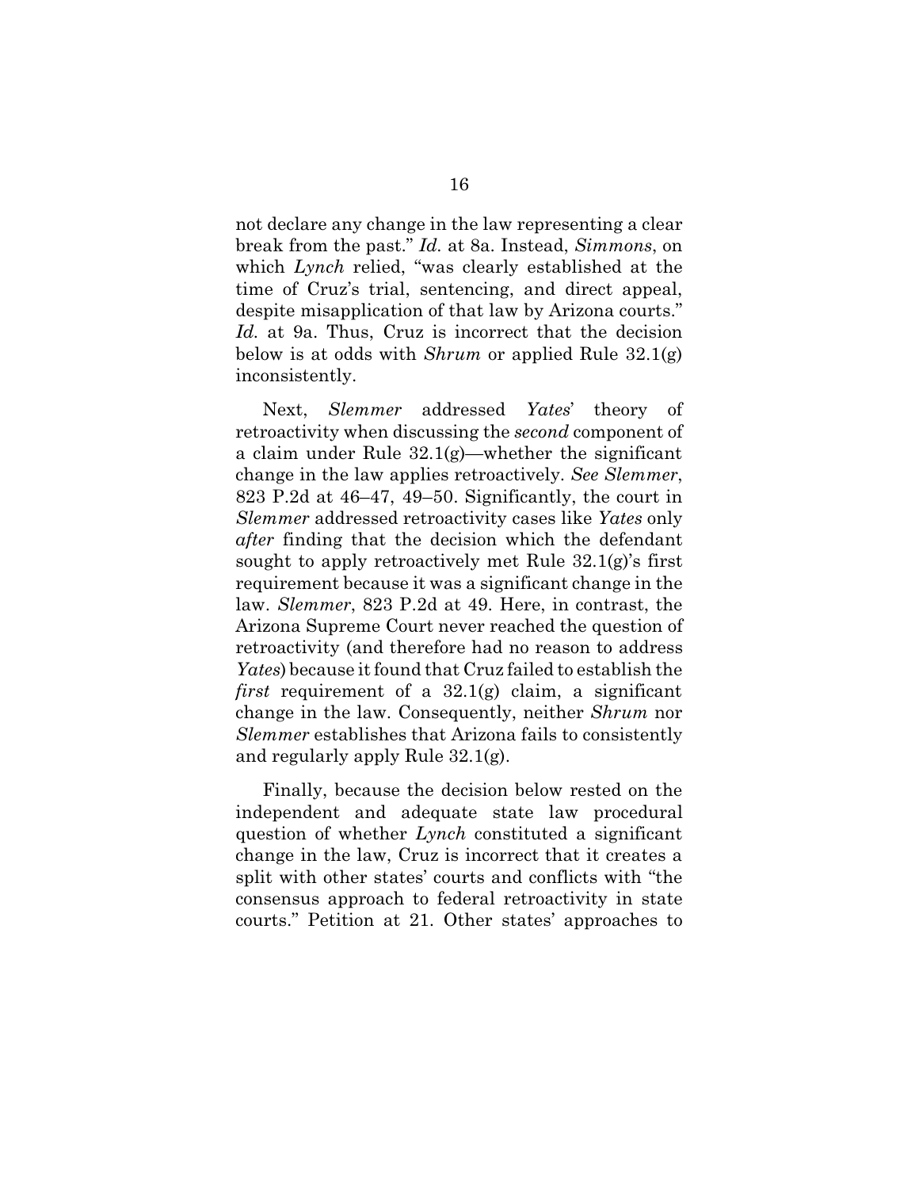not declare any change in the law representing a clear break from the past." *Id.* at 8a. Instead, *Simmons*, on which *Lynch* relied, "was clearly established at the time of Cruz's trial, sentencing, and direct appeal, despite misapplication of that law by Arizona courts." *Id.* at 9a. Thus, Cruz is incorrect that the decision below is at odds with *Shrum* or applied Rule 32.1(g) inconsistently.

Next, *Slemmer* addressed *Yates*' theory of retroactivity when discussing the *second* component of a claim under Rule 32.1(g)—whether the significant change in the law applies retroactively. *See Slemmer*, 823 P.2d at 46–47, 49–50. Significantly, the court in *Slemmer* addressed retroactivity cases like *Yates* only *after* finding that the decision which the defendant sought to apply retroactively met Rule 32.1(g)'s first requirement because it was a significant change in the law. *Slemmer*, 823 P.2d at 49. Here, in contrast, the Arizona Supreme Court never reached the question of retroactivity (and therefore had no reason to address *Yates*) because it found that Cruz failed to establish the *first* requirement of a 32.1(g) claim, a significant change in the law. Consequently, neither *Shrum* nor *Slemmer* establishes that Arizona fails to consistently and regularly apply Rule 32.1(g).

Finally, because the decision below rested on the independent and adequate state law procedural question of whether *Lynch* constituted a significant change in the law, Cruz is incorrect that it creates a split with other states' courts and conflicts with "the consensus approach to federal retroactivity in state courts." Petition at 21. Other states' approaches to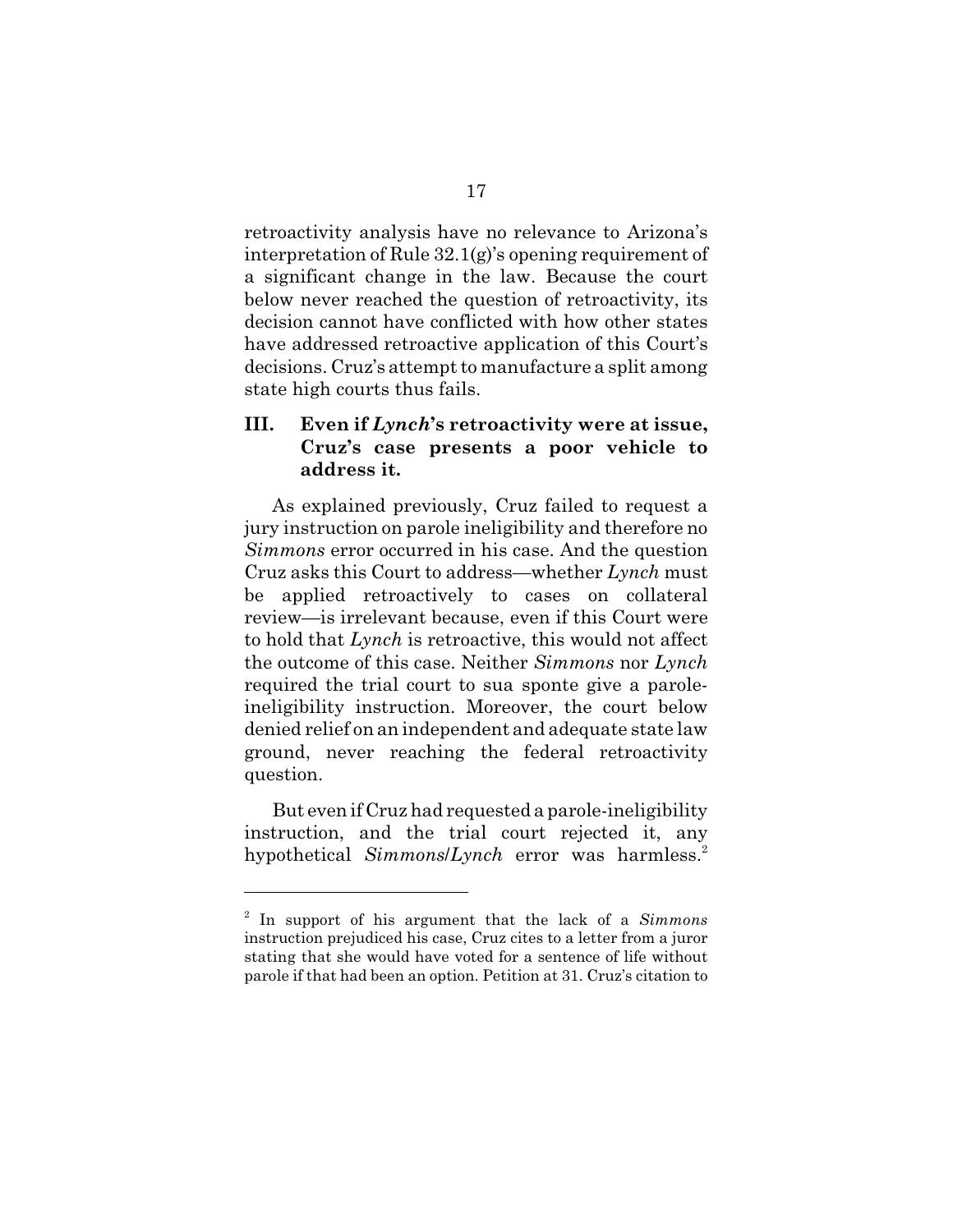retroactivity analysis have no relevance to Arizona's interpretation of Rule 32.1(g)'s opening requirement of a significant change in the law. Because the court below never reached the question of retroactivity, its decision cannot have conflicted with how other states have addressed retroactive application of this Court's decisions. Cruz's attempt to manufacture a split among state high courts thus fails.

## III. Even if *Lynch*'s retroactivity were at issue, Cruz's case presents a poor vehicle to address it.

As explained previously, Cruz failed to request a jury instruction on parole ineligibility and therefore no *Simmons* error occurred in his case. And the question Cruz asks this Court to address—whether *Lynch* must be applied retroactively to cases on collateral review—is irrelevant because, even if this Court were to hold that *Lynch* is retroactive, this would not affect the outcome of this case. Neither *Simmons* nor *Lynch* required the trial court to sua sponte give a parole-ineligibility instruction. Moreover, the court below denied relief on an independent and adequate state law ground, never reaching the federal retroactivity question.

But even if Cruz had requested a parole-ineligibility instruction, and the trial court rejected it, any hypothetical *Simmons*/*Lynch* error was harmless.[2]

---

[2] In support of his argument that the lack of a *Simmons* instruction prejudiced his case, Cruz cites to a letter from a juror stating that she would have voted for a sentence of life without parole if that had been an option. Petition at 31. Cruz's citation to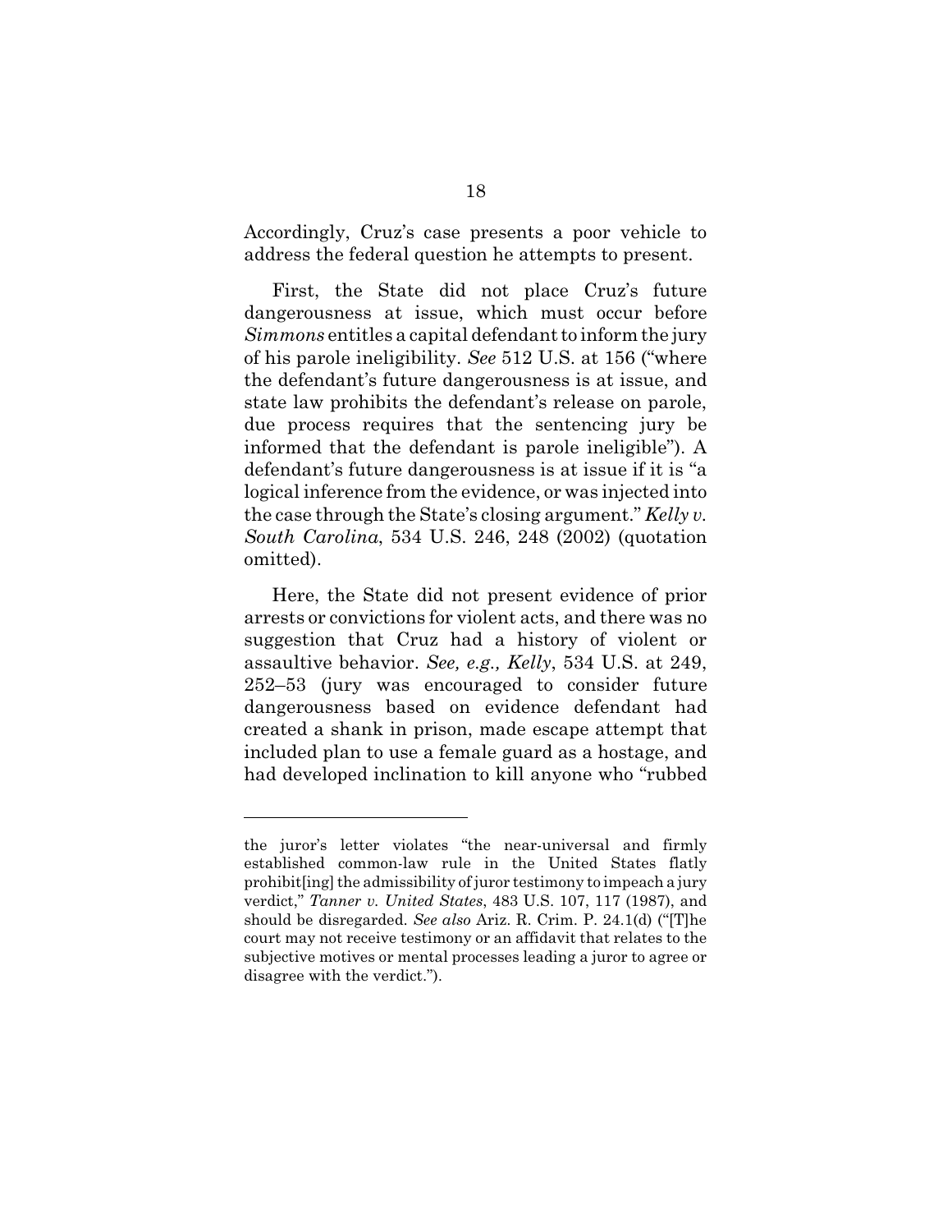Accordingly, Cruz's case presents a poor vehicle to address the federal question he attempts to present.

First, the State did not place Cruz's future dangerousness at issue, which must occur before *Simmons* entitles a capital defendant to inform the jury of his parole ineligibility. *See* 512 U.S. at 156 ("where the defendant's future dangerousness is at issue, and state law prohibits the defendant's release on parole, due process requires that the sentencing jury be informed that the defendant is parole ineligible"). A defendant's future dangerousness is at issue if it is "a logical inference from the evidence, or was injected into the case through the State's closing argument." *Kelly v. South Carolina*, 534 U.S. 246, 248 (2002) (quotation omitted).

Here, the State did not present evidence of prior arrests or convictions for violent acts, and there was no suggestion that Cruz had a history of violent or assaultive behavior. *See, e.g., Kelly*, 534 U.S. at 249, 252–53 (jury was encouraged to consider future dangerousness based on evidence defendant had created a shank in prison, made escape attempt that included plan to use a female guard as a hostage, and had developed inclination to kill anyone who "rubbed

---

the juror's letter violates "the near-universal and firmly established common-law rule in the United States flatly prohibit[ing] the admissibility of juror testimony to impeach a jury verdict," *Tanner v. United States*, 483 U.S. 107, 117 (1987), and should be disregarded. *See also* Ariz. R. Crim. P. 24.1(d) ("[T]he court may not receive testimony or an affidavit that relates to the subjective motives or mental processes leading a juror to agree or disagree with the verdict.").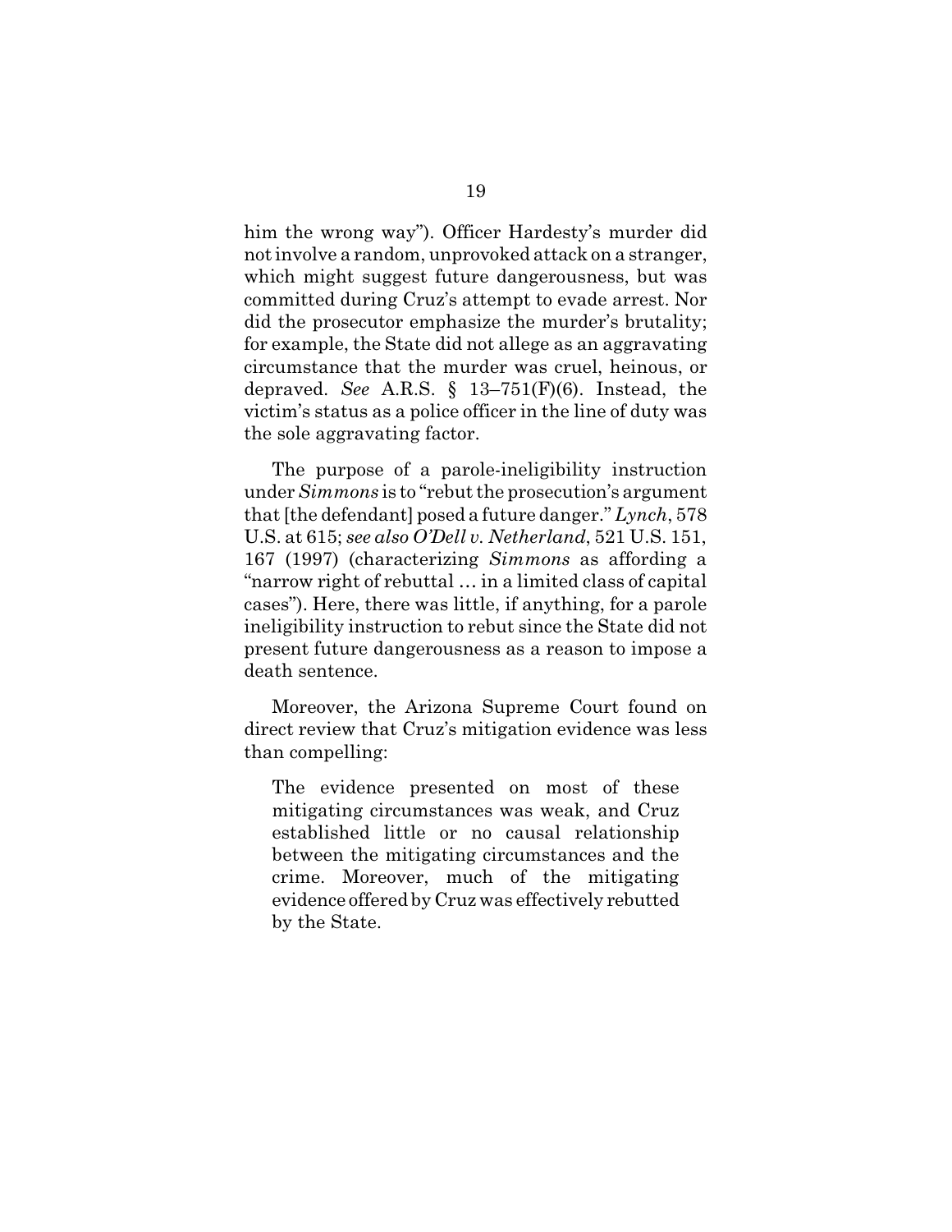him the wrong way"). Officer Hardesty's murder did not involve a random, unprovoked attack on a stranger, which might suggest future dangerousness, but was committed during Cruz's attempt to evade arrest. Nor did the prosecutor emphasize the murder's brutality; for example, the State did not allege as an aggravating circumstance that the murder was cruel, heinous, or depraved. *See* A.R.S. § 13–751(F)(6). Instead, the victim's status as a police officer in the line of duty was the sole aggravating factor.

The purpose of a parole-ineligibility instruction under *Simmons* is to "rebut the prosecution's argument that [the defendant] posed a future danger." *Lynch*, 578 U.S. at 615; *see also O'Dell v. Netherland*, 521 U.S. 151, 167 (1997) (characterizing *Simmons* as affording a "narrow right of rebuttal … in a limited class of capital cases"). Here, there was little, if anything, for a parole ineligibility instruction to rebut since the State did not present future dangerousness as a reason to impose a death sentence.

Moreover, the Arizona Supreme Court found on direct review that Cruz's mitigation evidence was less than compelling:

> The evidence presented on most of these mitigating circumstances was weak, and Cruz established little or no causal relationship between the mitigating circumstances and the crime. Moreover, much of the mitigating evidence offered by Cruz was effectively rebutted by the State.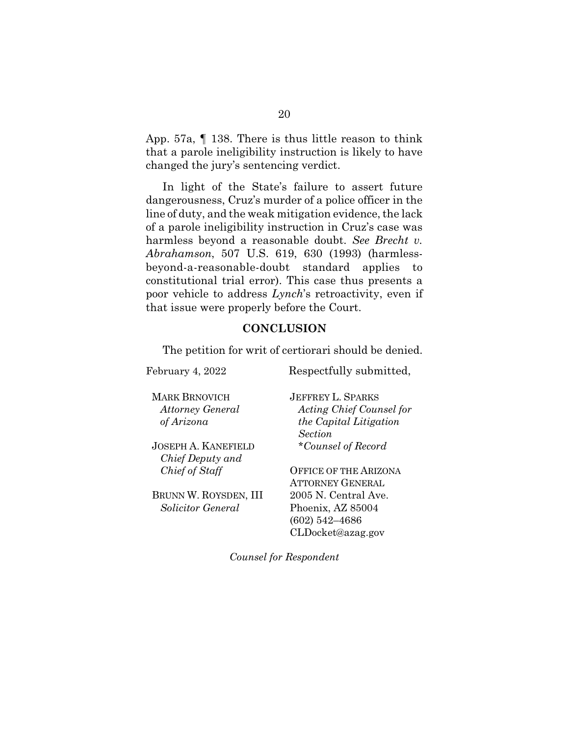App. 57a, ¶ 138. There is thus little reason to think that a parole ineligibility instruction is likely to have changed the jury's sentencing verdict.

In light of the State's failure to assert future dangerousness, Cruz's murder of a police officer in the line of duty, and the weak mitigation evidence, the lack of a parole ineligibility instruction in Cruz's case was harmless beyond a reasonable doubt. *See Brecht v. Abrahamson*, 507 U.S. 619, 630 (1993) (harmless-beyond-a-reasonable-doubt standard applies to constitutional trial error). This case thus presents a poor vehicle to address *Lynch*'s retroactivity, even if that issue were properly before the Court.

## CONCLUSION

The petition for writ of certiorari should be denied.

February 4, 2022

Respectfully submitted,

MARK BRNOVICH
*Attorney General of Arizona*

JOSEPH A. KANEFIELD
*Chief Deputy and Chief of Staff*

BRUNN W. ROYSDEN, III
*Solicitor General*

JEFFREY L. SPARKS
*Acting Chief Counsel for the Capital Litigation Section*
*\*Counsel of Record*

OFFICE OF THE ARIZONA ATTORNEY GENERAL
2005 N. Central Ave.
Phoenix, AZ 85004
(602) 542–4686
CLDocket@azag.gov

*Counsel for Respondent*